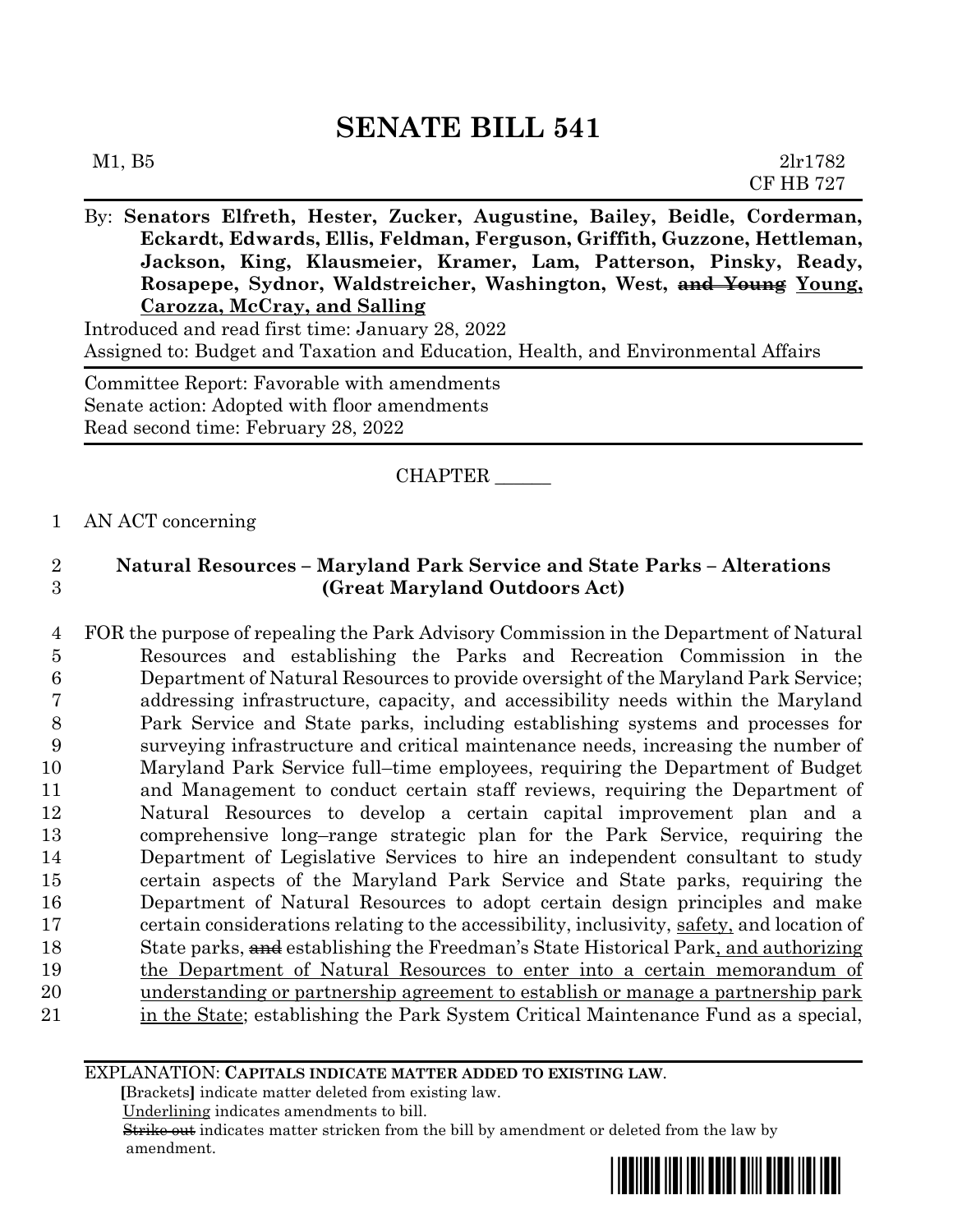# SENATE BILL 541

M1, B5 2lr1782
CF HB 727

By: **Senators Elfreth, Hester, Zucker, Augustine, Bailey, Beidle, Corderman, Eckardt, Edwards, Ellis, Feldman, Ferguson, Griffith, Guzzone, Hettleman, Jackson, King, Klausmeier, Kramer, Lam, Patterson, Pinsky, Ready, Rosapepe, Sydnor, Waldstreicher, Washington, West, ~~and Young~~ Young, Carozza, McCray, and Salling**

Introduced and read first time: January 28, 2022
Assigned to: Budget and Taxation and Education, Health, and Environmental Affairs

Committee Report: Favorable with amendments
Senate action: Adopted with floor amendments
Read second time: February 28, 2022

CHAPTER ______

1 AN ACT concerning

2 **Natural Resources – Maryland Park Service and State Parks – Alterations**
3 **(Great Maryland Outdoors Act)**

4 FOR the purpose of repealing the Park Advisory Commission in the Department of Natural
5 Resources and establishing the Parks and Recreation Commission in the
6 Department of Natural Resources to provide oversight of the Maryland Park Service;
7 addressing infrastructure, capacity, and accessibility needs within the Maryland
8 Park Service and State parks, including establishing systems and processes for
9 surveying infrastructure and critical maintenance needs, increasing the number of
10 Maryland Park Service full–time employees, requiring the Department of Budget
11 and Management to conduct certain staff reviews, requiring the Department of
12 Natural Resources to develop a certain capital improvement plan and a
13 comprehensive long–range strategic plan for the Park Service, requiring the
14 Department of Legislative Services to hire an independent consultant to study
15 certain aspects of the Maryland Park Service and State parks, requiring the
16 Department of Natural Resources to adopt certain design principles and make
17 certain considerations relating to the accessibility, inclusivity, safety, and location of
18 State parks, ~~and~~ establishing the Freedman's State Historical Park, and authorizing
19 the Department of Natural Resources to enter into a certain memorandum of
20 understanding or partnership agreement to establish or manage a partnership park
21 in the State; establishing the Park System Critical Maintenance Fund as a special,

EXPLANATION: **CAPITALS INDICATE MATTER ADDED TO EXISTING LAW.**
**[**Brackets**]** indicate matter deleted from existing law.
Underlining indicates amendments to bill.
~~Strike out~~ indicates matter stricken from the bill by amendment or deleted from the law by amendment.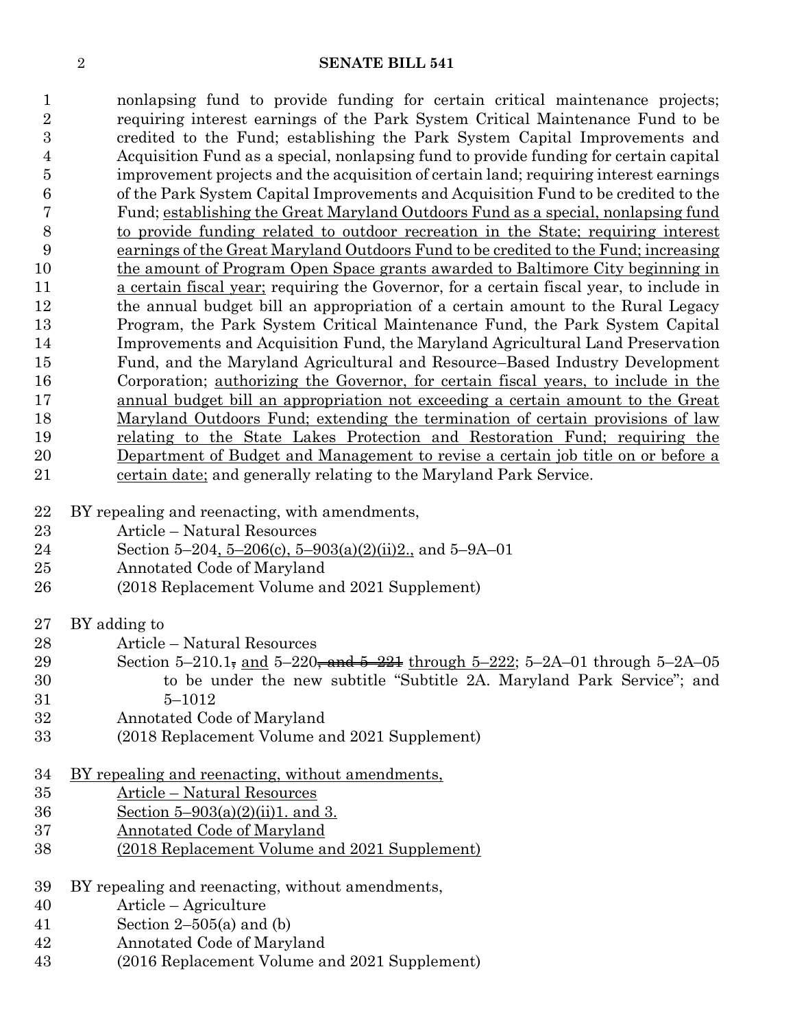nonlapsing fund to provide funding for certain critical maintenance projects; requiring interest earnings of the Park System Critical Maintenance Fund to be credited to the Fund; establishing the Park System Capital Improvements and Acquisition Fund as a special, nonlapsing fund to provide funding for certain capital improvement projects and the acquisition of certain land; requiring interest earnings of the Park System Capital Improvements and Acquisition Fund to be credited to the Fund; establishing the Great Maryland Outdoors Fund as a special, nonlapsing fund to provide funding related to outdoor recreation in the State; requiring interest earnings of the Great Maryland Outdoors Fund to be credited to the Fund; increasing the amount of Program Open Space grants awarded to Baltimore City beginning in a certain fiscal year; requiring the Governor, for a certain fiscal year, to include in the annual budget bill an appropriation of a certain amount to the Rural Legacy Program, the Park System Critical Maintenance Fund, the Park System Capital Improvements and Acquisition Fund, the Maryland Agricultural Land Preservation Fund, and the Maryland Agricultural and Resource–Based Industry Development Corporation; authorizing the Governor, for certain fiscal years, to include in the annual budget bill an appropriation not exceeding a certain amount to the Great Maryland Outdoors Fund; extending the termination of certain provisions of law relating to the State Lakes Protection and Restoration Fund; requiring the Department of Budget and Management to revise a certain job title on or before a certain date; and generally relating to the Maryland Park Service.

BY repealing and reenacting, with amendments,
Article – Natural Resources
Section 5–204, 5–206(c), 5–903(a)(2)(ii)2., and 5–9A–01
Annotated Code of Maryland
(2018 Replacement Volume and 2021 Supplement)

BY adding to
Article – Natural Resources
Section 5–210.1, ~~,~~ and 5–220~~, and 5–221~~ through 5–222; 5–2A–01 through 5–2A–05 to be under the new subtitle "Subtitle 2A. Maryland Park Service"; and 5–1012
Annotated Code of Maryland
(2018 Replacement Volume and 2021 Supplement)

BY repealing and reenacting, without amendments,
Article – Natural Resources
Section 5–903(a)(2)(ii)1. and 3.
Annotated Code of Maryland
(2018 Replacement Volume and 2021 Supplement)

BY repealing and reenacting, without amendments,
Article – Agriculture
Section 2–505(a) and (b)
Annotated Code of Maryland
(2016 Replacement Volume and 2021 Supplement)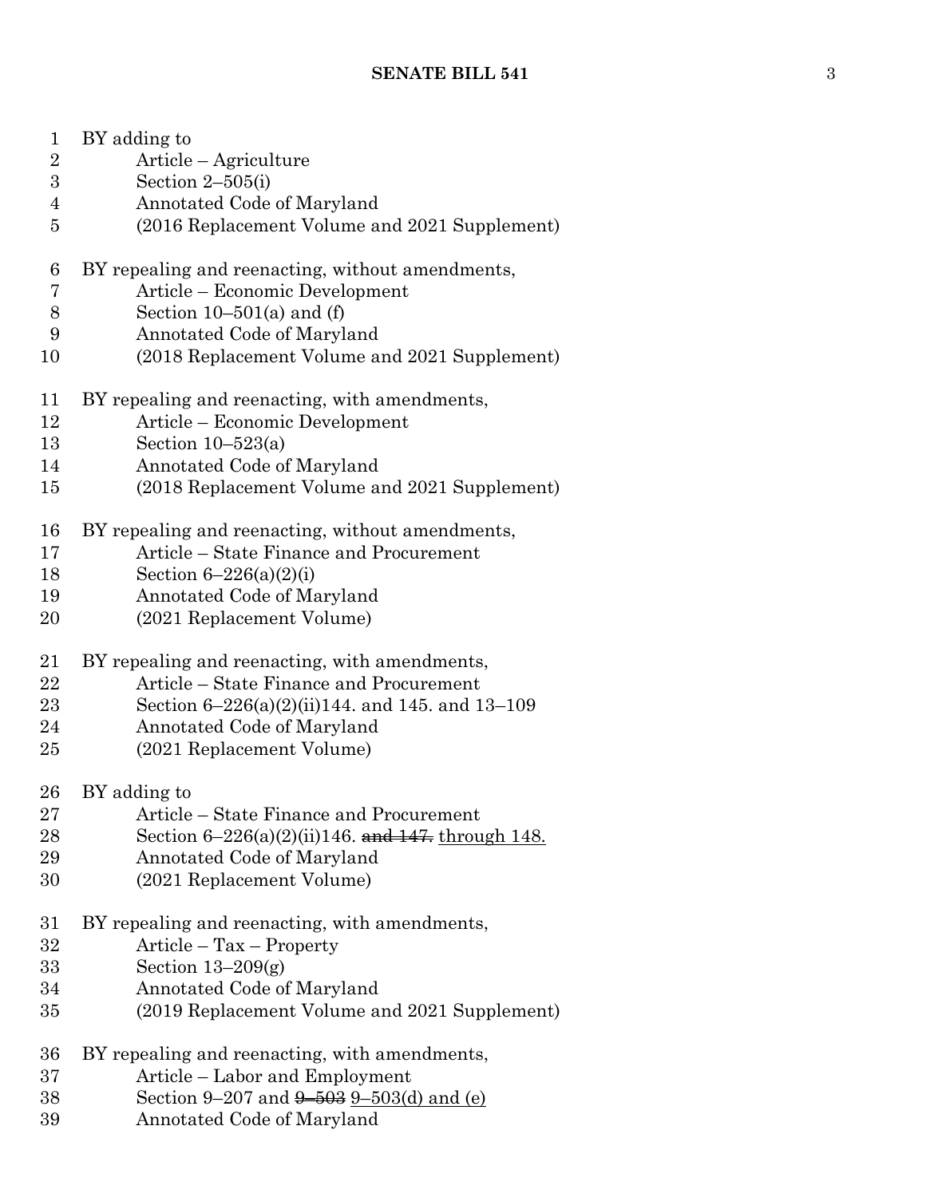BY adding to
Article – Agriculture
Section 2–505(i)
Annotated Code of Maryland
(2016 Replacement Volume and 2021 Supplement)

BY repealing and reenacting, without amendments,
Article – Economic Development
Section 10–501(a) and (f)
Annotated Code of Maryland
(2018 Replacement Volume and 2021 Supplement)

BY repealing and reenacting, with amendments,
Article – Economic Development
Section 10–523(a)
Annotated Code of Maryland
(2018 Replacement Volume and 2021 Supplement)

BY repealing and reenacting, without amendments,
Article – State Finance and Procurement
Section 6–226(a)(2)(i)
Annotated Code of Maryland
(2021 Replacement Volume)

BY repealing and reenacting, with amendments,
Article – State Finance and Procurement
Section 6–226(a)(2)(ii)144. and 145. and 13–109
Annotated Code of Maryland
(2021 Replacement Volume)

BY adding to
Article – State Finance and Procurement
Section 6–226(a)(2)(ii)146. ~~and 147.~~ through 148.
Annotated Code of Maryland
(2021 Replacement Volume)

BY repealing and reenacting, with amendments,
Article – Tax – Property
Section 13–209(g)
Annotated Code of Maryland
(2019 Replacement Volume and 2021 Supplement)

BY repealing and reenacting, with amendments,
Article – Labor and Employment
Section 9–207 and ~~9–503~~ 9–503(d) and (e)
Annotated Code of Maryland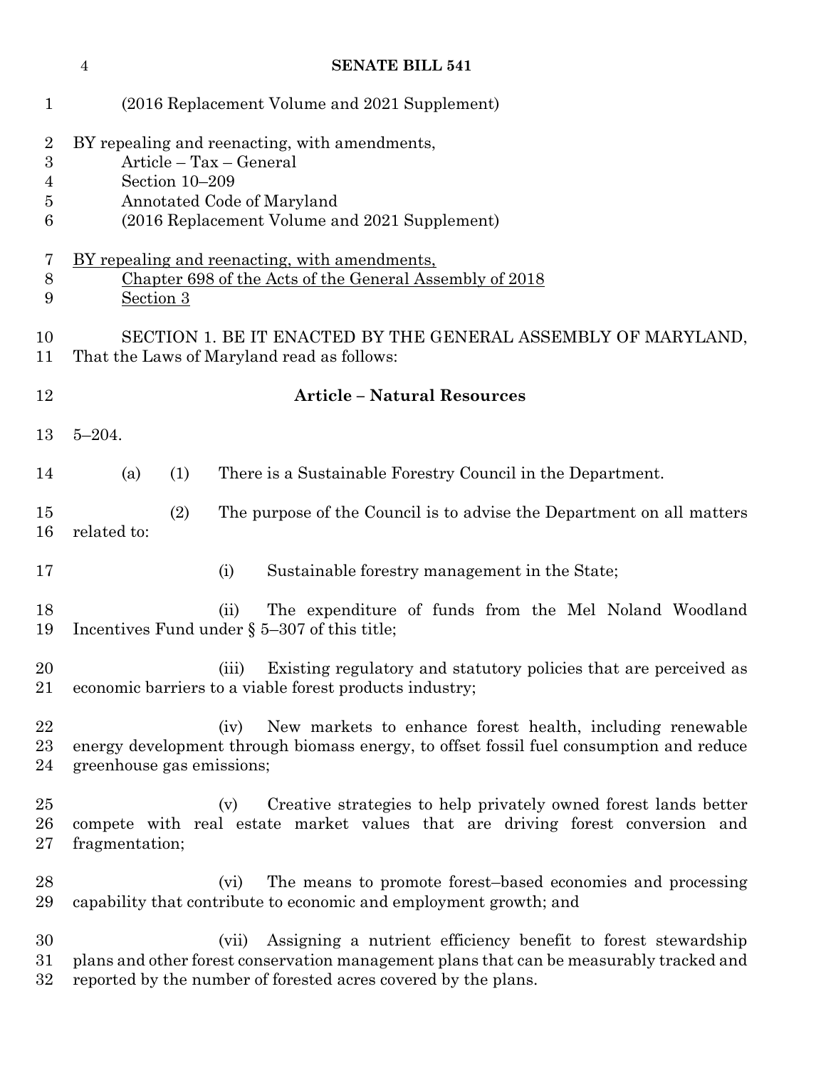(2016 Replacement Volume and 2021 Supplement)

BY repealing and reenacting, with amendments,
Article – Tax – General
Section 10–209
Annotated Code of Maryland
(2016 Replacement Volume and 2021 Supplement)

BY repealing and reenacting, with amendments,
Chapter 698 of the Acts of the General Assembly of 2018
Section 3

SECTION 1. BE IT ENACTED BY THE GENERAL ASSEMBLY OF MARYLAND, That the Laws of Maryland read as follows:

**Article – Natural Resources**

5–204.

(a) (1) There is a Sustainable Forestry Council in the Department.

(2) The purpose of the Council is to advise the Department on all matters related to:

(i) Sustainable forestry management in the State;

(ii) The expenditure of funds from the Mel Noland Woodland Incentives Fund under § 5–307 of this title;

(iii) Existing regulatory and statutory policies that are perceived as economic barriers to a viable forest products industry;

(iv) New markets to enhance forest health, including renewable energy development through biomass energy, to offset fossil fuel consumption and reduce greenhouse gas emissions;

(v) Creative strategies to help privately owned forest lands better compete with real estate market values that are driving forest conversion and fragmentation;

(vi) The means to promote forest–based economies and processing capability that contribute to economic and employment growth; and

(vii) Assigning a nutrient efficiency benefit to forest stewardship plans and other forest conservation management plans that can be measurably tracked and reported by the number of forested acres covered by the plans.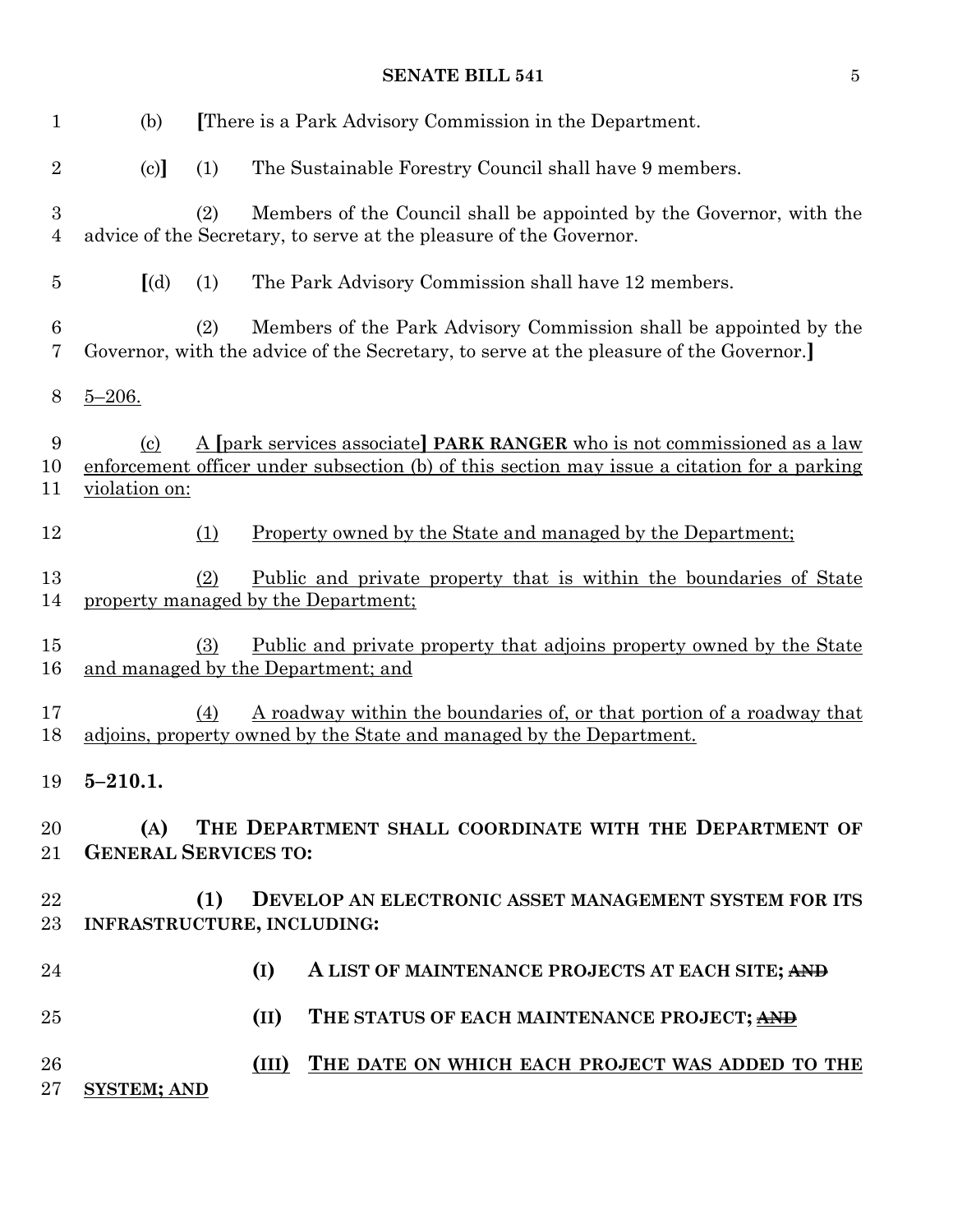(b) [There is a Park Advisory Commission in the Department.

(c)] (1) The Sustainable Forestry Council shall have 9 members.

(2) Members of the Council shall be appointed by the Governor, with the advice of the Secretary, to serve at the pleasure of the Governor.

[(d) (1) The Park Advisory Commission shall have 12 members.

(2) Members of the Park Advisory Commission shall be appointed by the Governor, with the advice of the Secretary, to serve at the pleasure of the Governor.]

5–206.

(c) A [park services associate] **PARK RANGER** who is not commissioned as a law enforcement officer under subsection (b) of this section may issue a citation for a parking violation on:

(1) Property owned by the State and managed by the Department;

(2) Public and private property that is within the boundaries of State property managed by the Department;

(3) Public and private property that adjoins property owned by the State and managed by the Department; and

(4) A roadway within the boundaries of, or that portion of a roadway that adjoins, property owned by the State and managed by the Department.

**5–210.1.**

**(A) THE DEPARTMENT SHALL COORDINATE WITH THE DEPARTMENT OF GENERAL SERVICES TO:**

**(1) DEVELOP AN ELECTRONIC ASSET MANAGEMENT SYSTEM FOR ITS INFRASTRUCTURE, INCLUDING:**

**(I) A LIST OF MAINTENANCE PROJECTS AT EACH SITE;** ~~**AND**~~

**(II) THE STATUS OF EACH MAINTENANCE PROJECT;** ~~**AND**~~

**(III) THE DATE ON WHICH EACH PROJECT WAS ADDED TO THE SYSTEM; AND**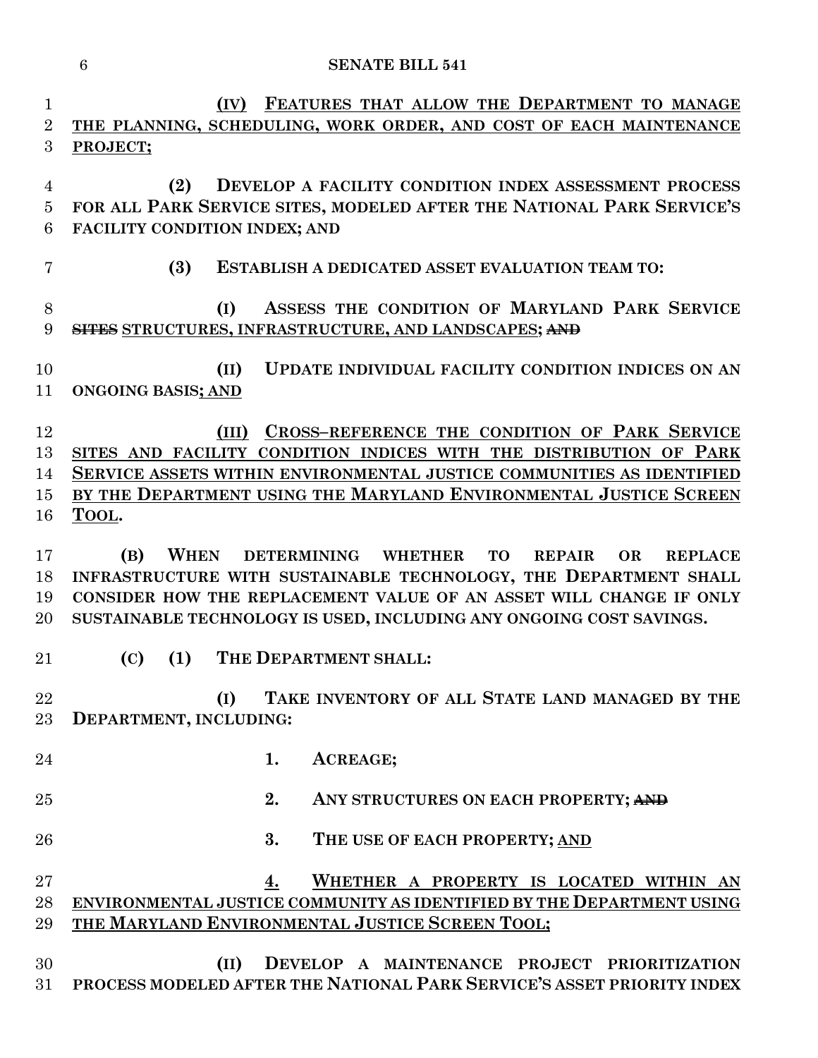**(IV) FEATURES THAT ALLOW THE DEPARTMENT TO MANAGE THE PLANNING, SCHEDULING, WORK ORDER, AND COST OF EACH MAINTENANCE PROJECT;**

**(2) DEVELOP A FACILITY CONDITION INDEX ASSESSMENT PROCESS FOR ALL PARK SERVICE SITES, MODELED AFTER THE NATIONAL PARK SERVICE'S FACILITY CONDITION INDEX; AND**

**(3) ESTABLISH A DEDICATED ASSET EVALUATION TEAM TO:**

**(I) ASSESS THE CONDITION OF MARYLAND PARK SERVICE ~~SITES~~ STRUCTURES, INFRASTRUCTURE, AND LANDSCAPES; ~~AND~~**

**(II) UPDATE INDIVIDUAL FACILITY CONDITION INDICES ON AN ONGOING BASIS; AND**

**(III) CROSS–REFERENCE THE CONDITION OF PARK SERVICE SITES AND FACILITY CONDITION INDICES WITH THE DISTRIBUTION OF PARK SERVICE ASSETS WITHIN ENVIRONMENTAL JUSTICE COMMUNITIES AS IDENTIFIED BY THE DEPARTMENT USING THE MARYLAND ENVIRONMENTAL JUSTICE SCREEN TOOL.**

**(B) WHEN DETERMINING WHETHER TO REPAIR OR REPLACE INFRASTRUCTURE WITH SUSTAINABLE TECHNOLOGY, THE DEPARTMENT SHALL CONSIDER HOW THE REPLACEMENT VALUE OF AN ASSET WILL CHANGE IF ONLY SUSTAINABLE TECHNOLOGY IS USED, INCLUDING ANY ONGOING COST SAVINGS.**

**(C) (1) THE DEPARTMENT SHALL:**

**(I) TAKE INVENTORY OF ALL STATE LAND MANAGED BY THE DEPARTMENT, INCLUDING:**

**1. ACREAGE;**

**2. ANY STRUCTURES ON EACH PROPERTY; ~~AND~~**

**3. THE USE OF EACH PROPERTY; AND**

**4. WHETHER A PROPERTY IS LOCATED WITHIN AN ENVIRONMENTAL JUSTICE COMMUNITY AS IDENTIFIED BY THE DEPARTMENT USING THE MARYLAND ENVIRONMENTAL JUSTICE SCREEN TOOL;**

**(II) DEVELOP A MAINTENANCE PROJECT PRIORITIZATION PROCESS MODELED AFTER THE NATIONAL PARK SERVICE'S ASSET PRIORITY INDEX**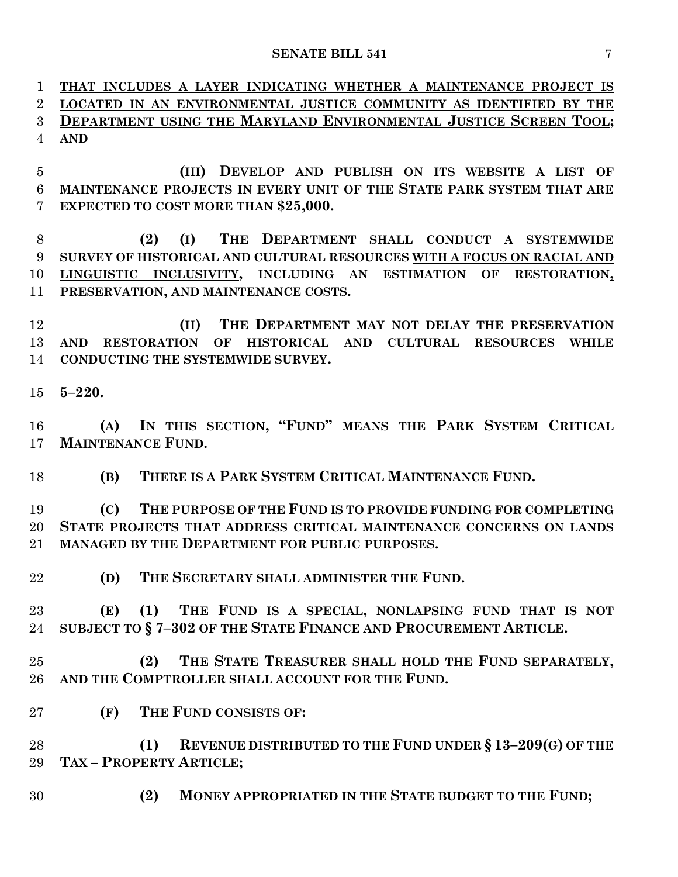**THAT INCLUDES A LAYER INDICATING WHETHER A MAINTENANCE PROJECT IS LOCATED IN AN ENVIRONMENTAL JUSTICE COMMUNITY AS IDENTIFIED BY THE DEPARTMENT USING THE MARYLAND ENVIRONMENTAL JUSTICE SCREEN TOOL; AND**

**(III) DEVELOP AND PUBLISH ON ITS WEBSITE A LIST OF MAINTENANCE PROJECTS IN EVERY UNIT OF THE STATE PARK SYSTEM THAT ARE EXPECTED TO COST MORE THAN $25,000.**

**(2) (I) THE DEPARTMENT SHALL CONDUCT A SYSTEMWIDE SURVEY OF HISTORICAL AND CULTURAL RESOURCES WITH A FOCUS ON RACIAL AND LINGUISTIC INCLUSIVITY, INCLUDING AN ESTIMATION OF RESTORATION, PRESERVATION, AND MAINTENANCE COSTS.**

**(II) THE DEPARTMENT MAY NOT DELAY THE PRESERVATION AND RESTORATION OF HISTORICAL AND CULTURAL RESOURCES WHILE CONDUCTING THE SYSTEMWIDE SURVEY.**

**5–220.**

**(A) IN THIS SECTION, "FUND" MEANS THE PARK SYSTEM CRITICAL MAINTENANCE FUND.**

**(B) THERE IS A PARK SYSTEM CRITICAL MAINTENANCE FUND.**

**(C) THE PURPOSE OF THE FUND IS TO PROVIDE FUNDING FOR COMPLETING STATE PROJECTS THAT ADDRESS CRITICAL MAINTENANCE CONCERNS ON LANDS MANAGED BY THE DEPARTMENT FOR PUBLIC PURPOSES.**

**(D) THE SECRETARY SHALL ADMINISTER THE FUND.**

**(E) (1) THE FUND IS A SPECIAL, NONLAPSING FUND THAT IS NOT SUBJECT TO § 7–302 OF THE STATE FINANCE AND PROCUREMENT ARTICLE.**

**(2) THE STATE TREASURER SHALL HOLD THE FUND SEPARATELY, AND THE COMPTROLLER SHALL ACCOUNT FOR THE FUND.**

**(F) THE FUND CONSISTS OF:**

**(1) REVENUE DISTRIBUTED TO THE FUND UNDER § 13–209(G) OF THE TAX – PROPERTY ARTICLE;**

**(2) MONEY APPROPRIATED IN THE STATE BUDGET TO THE FUND;**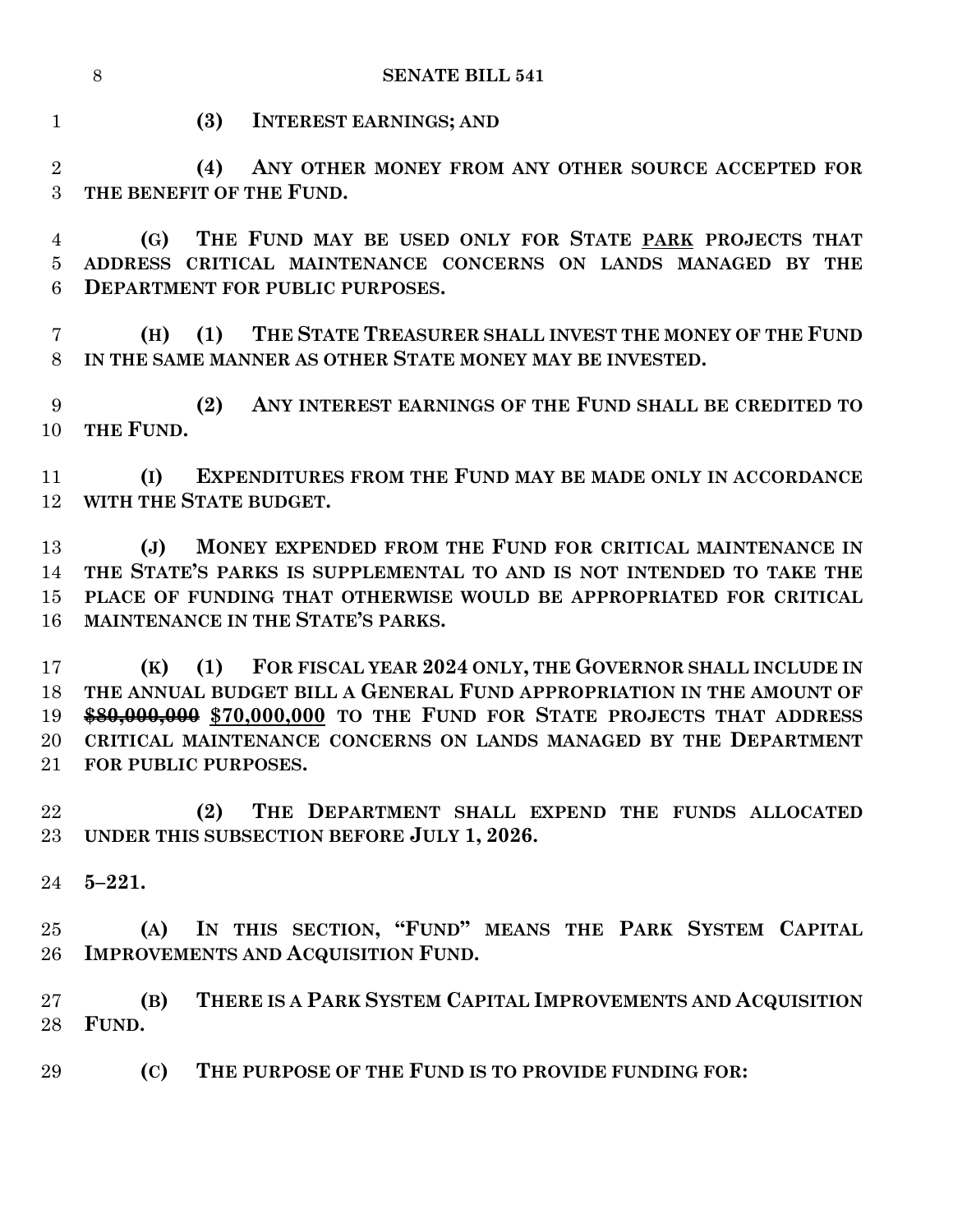**(3) INTEREST EARNINGS; AND**

**(4) ANY OTHER MONEY FROM ANY OTHER SOURCE ACCEPTED FOR THE BENEFIT OF THE FUND.**

**(G) THE FUND MAY BE USED ONLY FOR STATE <u>PARK</u> PROJECTS THAT ADDRESS CRITICAL MAINTENANCE CONCERNS ON LANDS MANAGED BY THE DEPARTMENT FOR PUBLIC PURPOSES.**

**(H) (1) THE STATE TREASURER SHALL INVEST THE MONEY OF THE FUND IN THE SAME MANNER AS OTHER STATE MONEY MAY BE INVESTED.**

**(2) ANY INTEREST EARNINGS OF THE FUND SHALL BE CREDITED TO THE FUND.**

**(I) EXPENDITURES FROM THE FUND MAY BE MADE ONLY IN ACCORDANCE WITH THE STATE BUDGET.**

**(J) MONEY EXPENDED FROM THE FUND FOR CRITICAL MAINTENANCE IN THE STATE'S PARKS IS SUPPLEMENTAL TO AND IS NOT INTENDED TO TAKE THE PLACE OF FUNDING THAT OTHERWISE WOULD BE APPROPRIATED FOR CRITICAL MAINTENANCE IN THE STATE'S PARKS.**

**(K) (1) FOR FISCAL YEAR 2024 ONLY, THE GOVERNOR SHALL INCLUDE IN THE ANNUAL BUDGET BILL A GENERAL FUND APPROPRIATION IN THE AMOUNT OF ~~$80,000,000~~ <u>$70,000,000</u> TO THE FUND FOR STATE PROJECTS THAT ADDRESS CRITICAL MAINTENANCE CONCERNS ON LANDS MANAGED BY THE DEPARTMENT FOR PUBLIC PURPOSES.**

**(2) THE DEPARTMENT SHALL EXPEND THE FUNDS ALLOCATED UNDER THIS SUBSECTION BEFORE JULY 1, 2026.**

**5–221.**

**(A) IN THIS SECTION, "FUND" MEANS THE PARK SYSTEM CAPITAL IMPROVEMENTS AND ACQUISITION FUND.**

**(B) THERE IS A PARK SYSTEM CAPITAL IMPROVEMENTS AND ACQUISITION FUND.**

**(C) THE PURPOSE OF THE FUND IS TO PROVIDE FUNDING FOR:**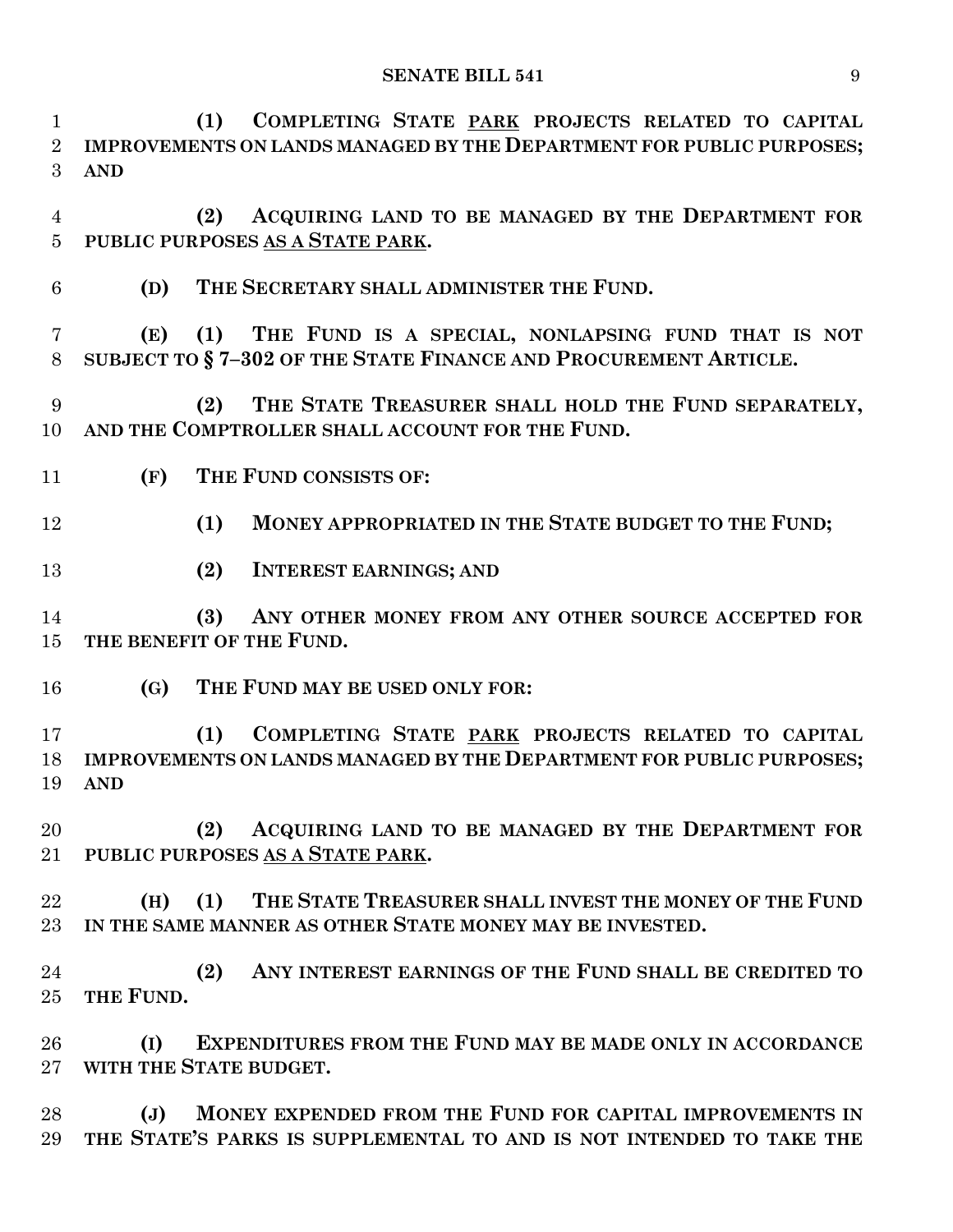**(1) COMPLETING STATE <u>PARK</u> PROJECTS RELATED TO CAPITAL IMPROVEMENTS ON LANDS MANAGED BY THE DEPARTMENT FOR PUBLIC PURPOSES; AND**

**(2) ACQUIRING LAND TO BE MANAGED BY THE DEPARTMENT FOR PUBLIC PURPOSES <u>AS A STATE PARK</u>.**

**(D) THE SECRETARY SHALL ADMINISTER THE FUND.**

**(E) (1) THE FUND IS A SPECIAL, NONLAPSING FUND THAT IS NOT SUBJECT TO § 7–302 OF THE STATE FINANCE AND PROCUREMENT ARTICLE.**

**(2) THE STATE TREASURER SHALL HOLD THE FUND SEPARATELY, AND THE COMPTROLLER SHALL ACCOUNT FOR THE FUND.**

**(F) THE FUND CONSISTS OF:**

**(1) MONEY APPROPRIATED IN THE STATE BUDGET TO THE FUND;**

**(2) INTEREST EARNINGS; AND**

**(3) ANY OTHER MONEY FROM ANY OTHER SOURCE ACCEPTED FOR THE BENEFIT OF THE FUND.**

**(G) THE FUND MAY BE USED ONLY FOR:**

**(1) COMPLETING STATE <u>PARK</u> PROJECTS RELATED TO CAPITAL IMPROVEMENTS ON LANDS MANAGED BY THE DEPARTMENT FOR PUBLIC PURPOSES; AND**

**(2) ACQUIRING LAND TO BE MANAGED BY THE DEPARTMENT FOR PUBLIC PURPOSES <u>AS A STATE PARK</u>.**

**(H) (1) THE STATE TREASURER SHALL INVEST THE MONEY OF THE FUND IN THE SAME MANNER AS OTHER STATE MONEY MAY BE INVESTED.**

**(2) ANY INTEREST EARNINGS OF THE FUND SHALL BE CREDITED TO THE FUND.**

**(I) EXPENDITURES FROM THE FUND MAY BE MADE ONLY IN ACCORDANCE WITH THE STATE BUDGET.**

**(J) MONEY EXPENDED FROM THE FUND FOR CAPITAL IMPROVEMENTS IN THE STATE'S PARKS IS SUPPLEMENTAL TO AND IS NOT INTENDED TO TAKE THE**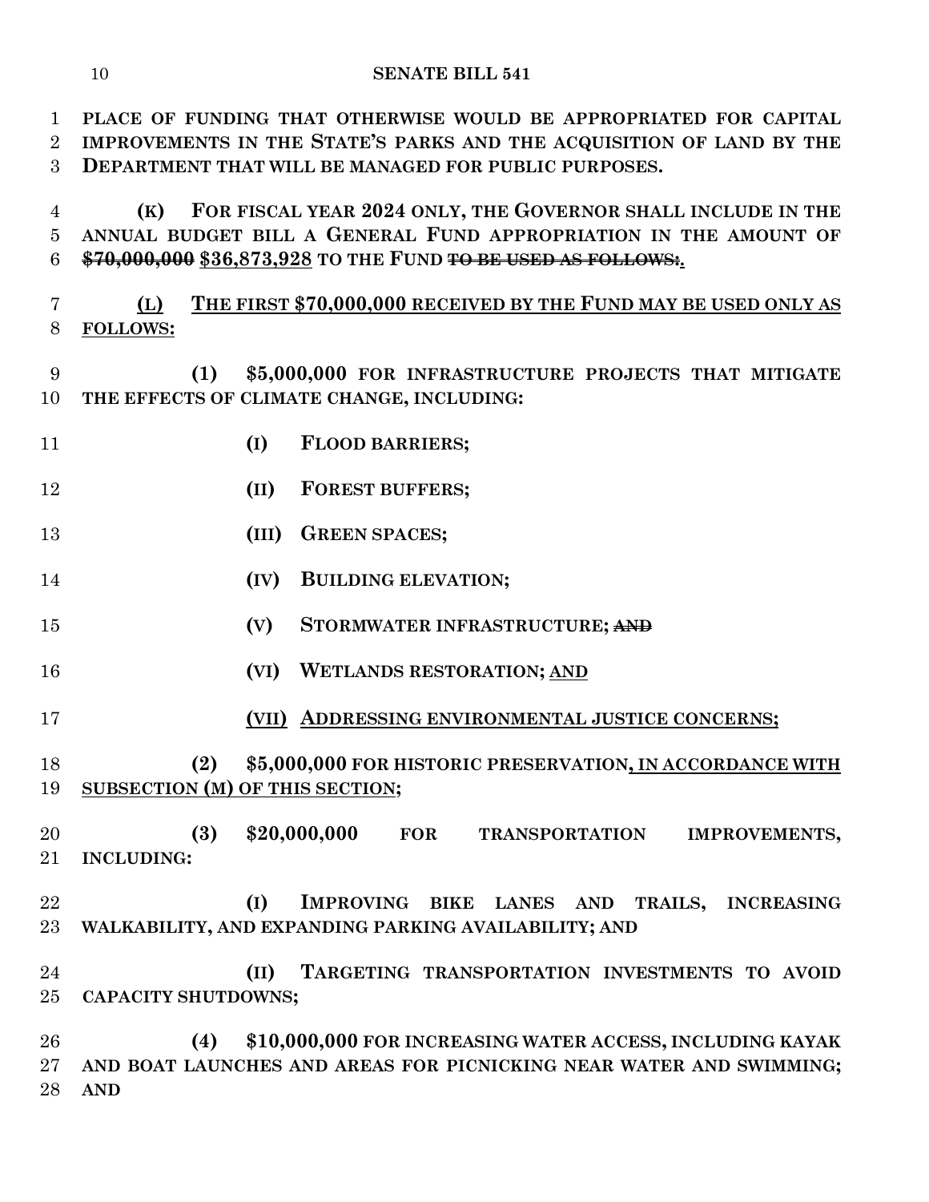**PLACE OF FUNDING THAT OTHERWISE WOULD BE APPROPRIATED FOR CAPITAL IMPROVEMENTS IN THE STATE'S PARKS AND THE ACQUISITION OF LAND BY THE DEPARTMENT THAT WILL BE MANAGED FOR PUBLIC PURPOSES.**

**(K) FOR FISCAL YEAR 2024 ONLY, THE GOVERNOR SHALL INCLUDE IN THE ANNUAL BUDGET BILL A GENERAL FUND APPROPRIATION IN THE AMOUNT OF ~~$70,000,000~~ $36,873,928 TO THE FUND ~~TO BE USED AS FOLLOWS:~~.**

**(L) THE FIRST $70,000,000 RECEIVED BY THE FUND MAY BE USED ONLY AS FOLLOWS:**

**(1) $5,000,000 FOR INFRASTRUCTURE PROJECTS THAT MITIGATE THE EFFECTS OF CLIMATE CHANGE, INCLUDING:**

**(I) FLOOD BARRIERS;**

**(II) FOREST BUFFERS;**

**(III) GREEN SPACES;**

**(IV) BUILDING ELEVATION;**

**(V) STORMWATER INFRASTRUCTURE; ~~AND~~**

**(VI) WETLANDS RESTORATION; AND**

**(VII) ADDRESSING ENVIRONMENTAL JUSTICE CONCERNS;**

**(2) $5,000,000 FOR HISTORIC PRESERVATION, IN ACCORDANCE WITH SUBSECTION (M) OF THIS SECTION;**

**(3) $20,000,000 FOR TRANSPORTATION IMPROVEMENTS, INCLUDING:**

**(I) IMPROVING BIKE LANES AND TRAILS, INCREASING WALKABILITY, AND EXPANDING PARKING AVAILABILITY; AND**

**(II) TARGETING TRANSPORTATION INVESTMENTS TO AVOID CAPACITY SHUTDOWNS;**

**(4) $10,000,000 FOR INCREASING WATER ACCESS, INCLUDING KAYAK AND BOAT LAUNCHES AND AREAS FOR PICNICKING NEAR WATER AND SWIMMING; AND**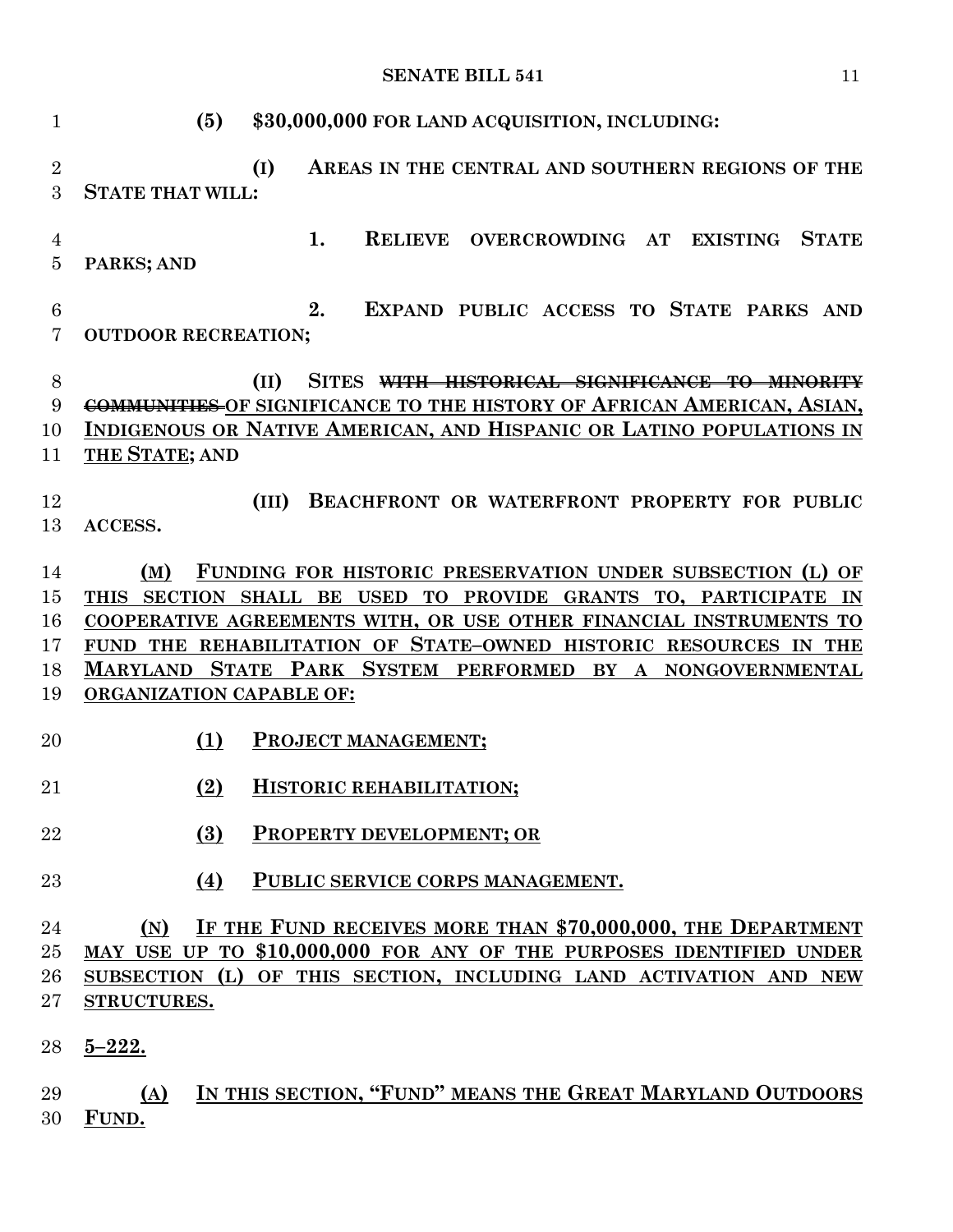**(5) $30,000,000 FOR LAND ACQUISITION, INCLUDING:**

**(I) AREAS IN THE CENTRAL AND SOUTHERN REGIONS OF THE STATE THAT WILL:**

**1. RELIEVE OVERCROWDING AT EXISTING STATE PARKS; AND**

**2. EXPAND PUBLIC ACCESS TO STATE PARKS AND OUTDOOR RECREATION;**

**(II) SITES ~~WITH HISTORICAL SIGNIFICANCE TO MINORITY COMMUNITIES~~ OF SIGNIFICANCE TO THE HISTORY OF AFRICAN AMERICAN, ASIAN, INDIGENOUS OR NATIVE AMERICAN, AND HISPANIC OR LATINO POPULATIONS IN THE STATE; AND**

**(III) BEACHFRONT OR WATERFRONT PROPERTY FOR PUBLIC ACCESS.**

**(M) FUNDING FOR HISTORIC PRESERVATION UNDER SUBSECTION (L) OF THIS SECTION SHALL BE USED TO PROVIDE GRANTS TO, PARTICIPATE IN COOPERATIVE AGREEMENTS WITH, OR USE OTHER FINANCIAL INSTRUMENTS TO FUND THE REHABILITATION OF STATE–OWNED HISTORIC RESOURCES IN THE MARYLAND STATE PARK SYSTEM PERFORMED BY A NONGOVERNMENTAL ORGANIZATION CAPABLE OF:**

**(1) PROJECT MANAGEMENT;**

**(2) HISTORIC REHABILITATION;**

**(3) PROPERTY DEVELOPMENT; OR**

**(4) PUBLIC SERVICE CORPS MANAGEMENT.**

**(N) IF THE FUND RECEIVES MORE THAN $70,000,000, THE DEPARTMENT MAY USE UP TO $10,000,000 FOR ANY OF THE PURPOSES IDENTIFIED UNDER SUBSECTION (L) OF THIS SECTION, INCLUDING LAND ACTIVATION AND NEW STRUCTURES.**

**5–222.**

**(A) IN THIS SECTION, "FUND" MEANS THE GREAT MARYLAND OUTDOORS FUND.**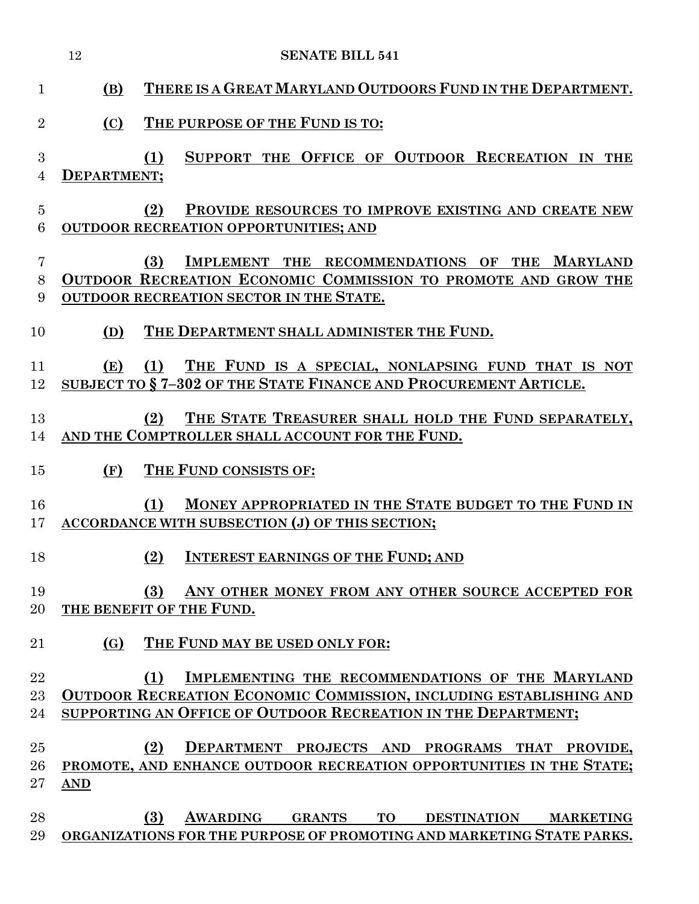**(B) THERE IS A GREAT MARYLAND OUTDOORS FUND IN THE DEPARTMENT.**

**(C) THE PURPOSE OF THE FUND IS TO:**

**(1) SUPPORT THE OFFICE OF OUTDOOR RECREATION IN THE DEPARTMENT;**

**(2) PROVIDE RESOURCES TO IMPROVE EXISTING AND CREATE NEW OUTDOOR RECREATION OPPORTUNITIES; AND**

**(3) IMPLEMENT THE RECOMMENDATIONS OF THE MARYLAND OUTDOOR RECREATION ECONOMIC COMMISSION TO PROMOTE AND GROW THE OUTDOOR RECREATION SECTOR IN THE STATE.**

**(D) THE DEPARTMENT SHALL ADMINISTER THE FUND.**

**(E) (1) THE FUND IS A SPECIAL, NONLAPSING FUND THAT IS NOT SUBJECT TO § 7–302 OF THE STATE FINANCE AND PROCUREMENT ARTICLE.**

**(2) THE STATE TREASURER SHALL HOLD THE FUND SEPARATELY, AND THE COMPTROLLER SHALL ACCOUNT FOR THE FUND.**

**(F) THE FUND CONSISTS OF:**

**(1) MONEY APPROPRIATED IN THE STATE BUDGET TO THE FUND IN ACCORDANCE WITH SUBSECTION (J) OF THIS SECTION;**

**(2) INTEREST EARNINGS OF THE FUND; AND**

**(3) ANY OTHER MONEY FROM ANY OTHER SOURCE ACCEPTED FOR THE BENEFIT OF THE FUND.**

**(G) THE FUND MAY BE USED ONLY FOR:**

**(1) IMPLEMENTING THE RECOMMENDATIONS OF THE MARYLAND OUTDOOR RECREATION ECONOMIC COMMISSION, INCLUDING ESTABLISHING AND SUPPORTING AN OFFICE OF OUTDOOR RECREATION IN THE DEPARTMENT;**

**(2) DEPARTMENT PROJECTS AND PROGRAMS THAT PROVIDE, PROMOTE, AND ENHANCE OUTDOOR RECREATION OPPORTUNITIES IN THE STATE; AND**

**(3) AWARDING GRANTS TO DESTINATION MARKETING ORGANIZATIONS FOR THE PURPOSE OF PROMOTING AND MARKETING STATE PARKS.**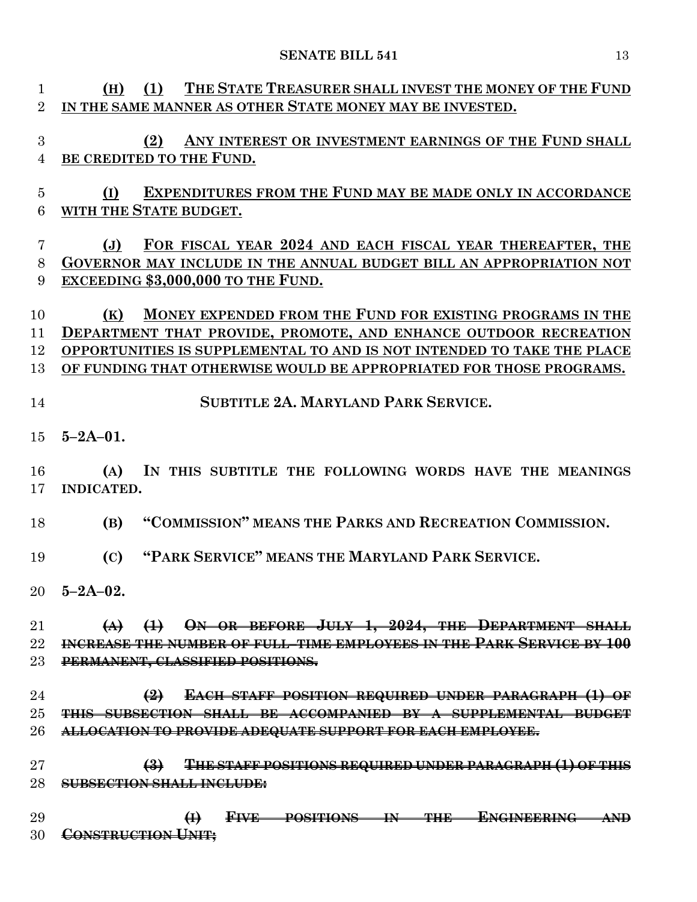(H) (1) THE STATE TREASURER SHALL INVEST THE MONEY OF THE FUND IN THE SAME MANNER AS OTHER STATE MONEY MAY BE INVESTED.

(2) ANY INTEREST OR INVESTMENT EARNINGS OF THE FUND SHALL BE CREDITED TO THE FUND.

(I) EXPENDITURES FROM THE FUND MAY BE MADE ONLY IN ACCORDANCE WITH THE STATE BUDGET.

(J) FOR FISCAL YEAR 2024 AND EACH FISCAL YEAR THEREAFTER, THE GOVERNOR MAY INCLUDE IN THE ANNUAL BUDGET BILL AN APPROPRIATION NOT EXCEEDING $3,000,000 TO THE FUND.

(K) MONEY EXPENDED FROM THE FUND FOR EXISTING PROGRAMS IN THE DEPARTMENT THAT PROVIDE, PROMOTE, AND ENHANCE OUTDOOR RECREATION OPPORTUNITIES IS SUPPLEMENTAL TO AND IS NOT INTENDED TO TAKE THE PLACE OF FUNDING THAT OTHERWISE WOULD BE APPROPRIATED FOR THOSE PROGRAMS.

**SUBTITLE 2A. MARYLAND PARK SERVICE.**

**5–2A–01.**

**(A) IN THIS SUBTITLE THE FOLLOWING WORDS HAVE THE MEANINGS INDICATED.**

**(B) "COMMISSION" MEANS THE PARKS AND RECREATION COMMISSION.**

**(C) "PARK SERVICE" MEANS THE MARYLAND PARK SERVICE.**

**5–2A–02.**

~~(A) (1) ON OR BEFORE JULY 1, 2024, THE DEPARTMENT SHALL INCREASE THE NUMBER OF FULL–TIME EMPLOYEES IN THE PARK SERVICE BY 100 PERMANENT, CLASSIFIED POSITIONS.~~

~~(2) EACH STAFF POSITION REQUIRED UNDER PARAGRAPH (1) OF THIS SUBSECTION SHALL BE ACCOMPANIED BY A SUPPLEMENTAL BUDGET ALLOCATION TO PROVIDE ADEQUATE SUPPORT FOR EACH EMPLOYEE.~~

~~(3) THE STAFF POSITIONS REQUIRED UNDER PARAGRAPH (1) OF THIS SUBSECTION SHALL INCLUDE:~~

~~(I) FIVE POSITIONS IN THE ENGINEERING AND CONSTRUCTION UNIT;~~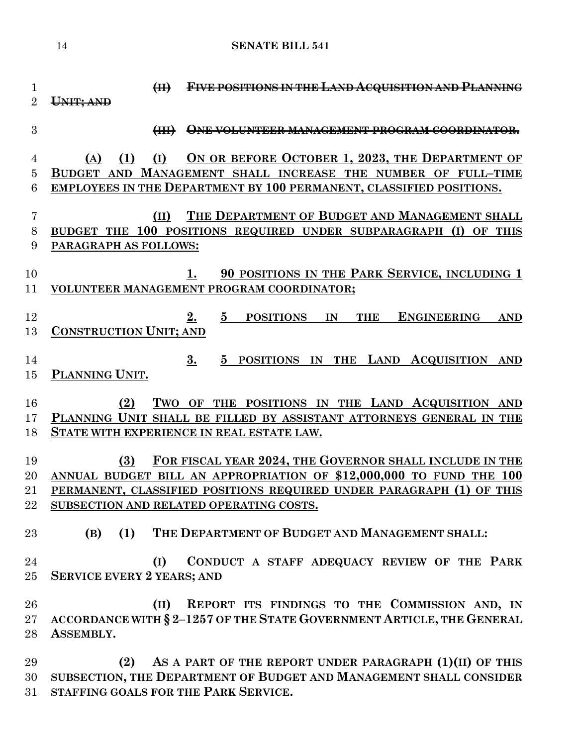~~(II) FIVE POSITIONS IN THE LAND ACQUISITION AND PLANNING UNIT; AND~~

~~(III) ONE VOLUNTEER MANAGEMENT PROGRAM COORDINATOR.~~

(A) (1) (I) ON OR BEFORE OCTOBER 1, 2023, THE DEPARTMENT OF BUDGET AND MANAGEMENT SHALL INCREASE THE NUMBER OF FULL–TIME EMPLOYEES IN THE DEPARTMENT BY 100 PERMANENT, CLASSIFIED POSITIONS.

(II) THE DEPARTMENT OF BUDGET AND MANAGEMENT SHALL BUDGET THE 100 POSITIONS REQUIRED UNDER SUBPARAGRAPH (I) OF THIS PARAGRAPH AS FOLLOWS:

1. 90 POSITIONS IN THE PARK SERVICE, INCLUDING 1 VOLUNTEER MANAGEMENT PROGRAM COORDINATOR;

2. 5 POSITIONS IN THE ENGINEERING AND CONSTRUCTION UNIT; AND

3. 5 POSITIONS IN THE LAND ACQUISITION AND PLANNING UNIT.

(2) TWO OF THE POSITIONS IN THE LAND ACQUISITION AND PLANNING UNIT SHALL BE FILLED BY ASSISTANT ATTORNEYS GENERAL IN THE STATE WITH EXPERIENCE IN REAL ESTATE LAW.

(3) FOR FISCAL YEAR 2024, THE GOVERNOR SHALL INCLUDE IN THE ANNUAL BUDGET BILL AN APPROPRIATION OF $12,000,000 TO FUND THE 100 PERMANENT, CLASSIFIED POSITIONS REQUIRED UNDER PARAGRAPH (1) OF THIS SUBSECTION AND RELATED OPERATING COSTS.

**(B) (1) THE DEPARTMENT OF BUDGET AND MANAGEMENT SHALL:**

**(I) CONDUCT A STAFF ADEQUACY REVIEW OF THE PARK SERVICE EVERY 2 YEARS; AND**

**(II) REPORT ITS FINDINGS TO THE COMMISSION AND, IN ACCORDANCE WITH § 2–1257 OF THE STATE GOVERNMENT ARTICLE, THE GENERAL ASSEMBLY.**

**(2) AS A PART OF THE REPORT UNDER PARAGRAPH (1)(II) OF THIS SUBSECTION, THE DEPARTMENT OF BUDGET AND MANAGEMENT SHALL CONSIDER STAFFING GOALS FOR THE PARK SERVICE.**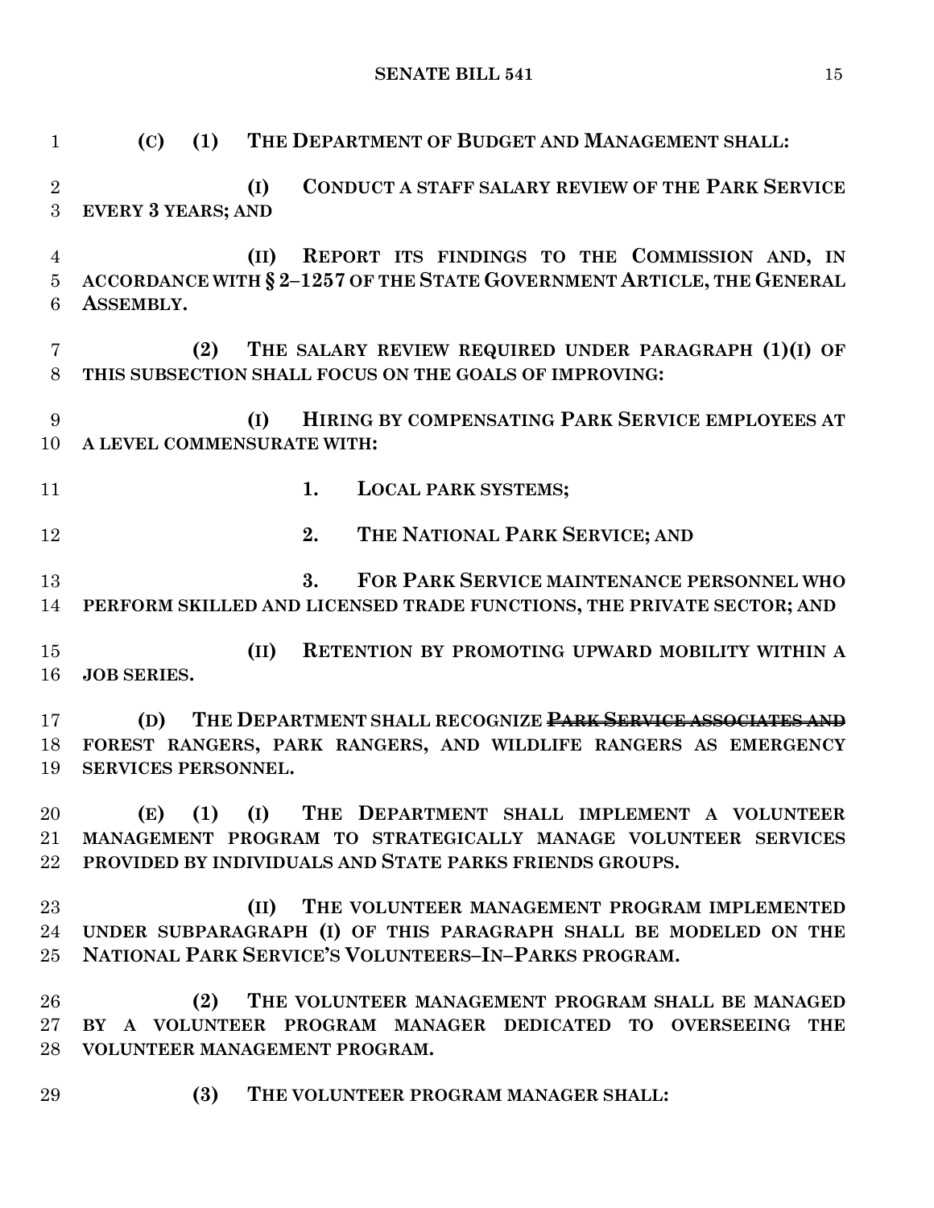**(C) (1) THE DEPARTMENT OF BUDGET AND MANAGEMENT SHALL:**

**(I) CONDUCT A STAFF SALARY REVIEW OF THE PARK SERVICE EVERY 3 YEARS; AND**

**(II) REPORT ITS FINDINGS TO THE COMMISSION AND, IN ACCORDANCE WITH § 2–1257 OF THE STATE GOVERNMENT ARTICLE, THE GENERAL ASSEMBLY.**

**(2) THE SALARY REVIEW REQUIRED UNDER PARAGRAPH (1)(I) OF THIS SUBSECTION SHALL FOCUS ON THE GOALS OF IMPROVING:**

**(I) HIRING BY COMPENSATING PARK SERVICE EMPLOYEES AT A LEVEL COMMENSURATE WITH:**

**1. LOCAL PARK SYSTEMS;**

**2. THE NATIONAL PARK SERVICE; AND**

**3. FOR PARK SERVICE MAINTENANCE PERSONNEL WHO PERFORM SKILLED AND LICENSED TRADE FUNCTIONS, THE PRIVATE SECTOR; AND**

**(II) RETENTION BY PROMOTING UPWARD MOBILITY WITHIN A JOB SERIES.**

**(D) THE DEPARTMENT SHALL RECOGNIZE ~~PARK SERVICE ASSOCIATES AND~~ FOREST RANGERS, PARK RANGERS, AND WILDLIFE RANGERS AS EMERGENCY SERVICES PERSONNEL.**

**(E) (1) (I) THE DEPARTMENT SHALL IMPLEMENT A VOLUNTEER MANAGEMENT PROGRAM TO STRATEGICALLY MANAGE VOLUNTEER SERVICES PROVIDED BY INDIVIDUALS AND STATE PARKS FRIENDS GROUPS.**

**(II) THE VOLUNTEER MANAGEMENT PROGRAM IMPLEMENTED UNDER SUBPARAGRAPH (I) OF THIS PARAGRAPH SHALL BE MODELED ON THE NATIONAL PARK SERVICE'S VOLUNTEERS–IN–PARKS PROGRAM.**

**(2) THE VOLUNTEER MANAGEMENT PROGRAM SHALL BE MANAGED BY A VOLUNTEER PROGRAM MANAGER DEDICATED TO OVERSEEING THE VOLUNTEER MANAGEMENT PROGRAM.**

**(3) THE VOLUNTEER PROGRAM MANAGER SHALL:**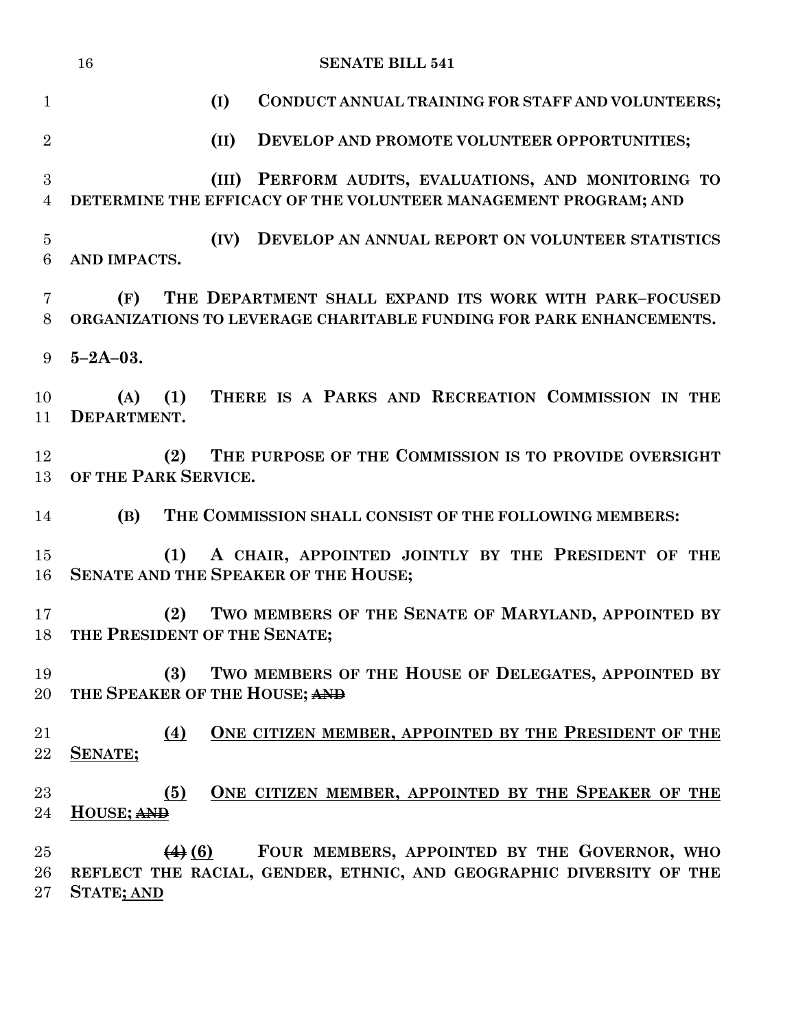**(I) CONDUCT ANNUAL TRAINING FOR STAFF AND VOLUNTEERS;**

**(II) DEVELOP AND PROMOTE VOLUNTEER OPPORTUNITIES;**

**(III) PERFORM AUDITS, EVALUATIONS, AND MONITORING TO DETERMINE THE EFFICACY OF THE VOLUNTEER MANAGEMENT PROGRAM; AND**

**(IV) DEVELOP AN ANNUAL REPORT ON VOLUNTEER STATISTICS AND IMPACTS.**

**(F) THE DEPARTMENT SHALL EXPAND ITS WORK WITH PARK–FOCUSED ORGANIZATIONS TO LEVERAGE CHARITABLE FUNDING FOR PARK ENHANCEMENTS.**

**5–2A–03.**

**(A) (1) THERE IS A PARKS AND RECREATION COMMISSION IN THE DEPARTMENT.**

**(2) THE PURPOSE OF THE COMMISSION IS TO PROVIDE OVERSIGHT OF THE PARK SERVICE.**

**(B) THE COMMISSION SHALL CONSIST OF THE FOLLOWING MEMBERS:**

**(1) A CHAIR, APPOINTED JOINTLY BY THE PRESIDENT OF THE SENATE AND THE SPEAKER OF THE HOUSE;**

**(2) TWO MEMBERS OF THE SENATE OF MARYLAND, APPOINTED BY THE PRESIDENT OF THE SENATE;**

**(3) TWO MEMBERS OF THE HOUSE OF DELEGATES, APPOINTED BY THE SPEAKER OF THE HOUSE;** ~~**AND**~~

<u>**(4) ONE CITIZEN MEMBER, APPOINTED BY THE PRESIDENT OF THE SENATE;**</u>

<u>**(5) ONE CITIZEN MEMBER, APPOINTED BY THE SPEAKER OF THE HOUSE;**</u> ~~**AND**~~

~~**(4)**~~ <u>**(6)**</u> **FOUR MEMBERS, APPOINTED BY THE GOVERNOR, WHO REFLECT THE RACIAL, GENDER, ETHNIC, AND GEOGRAPHIC DIVERSITY OF THE STATE**<u>**; AND**</u>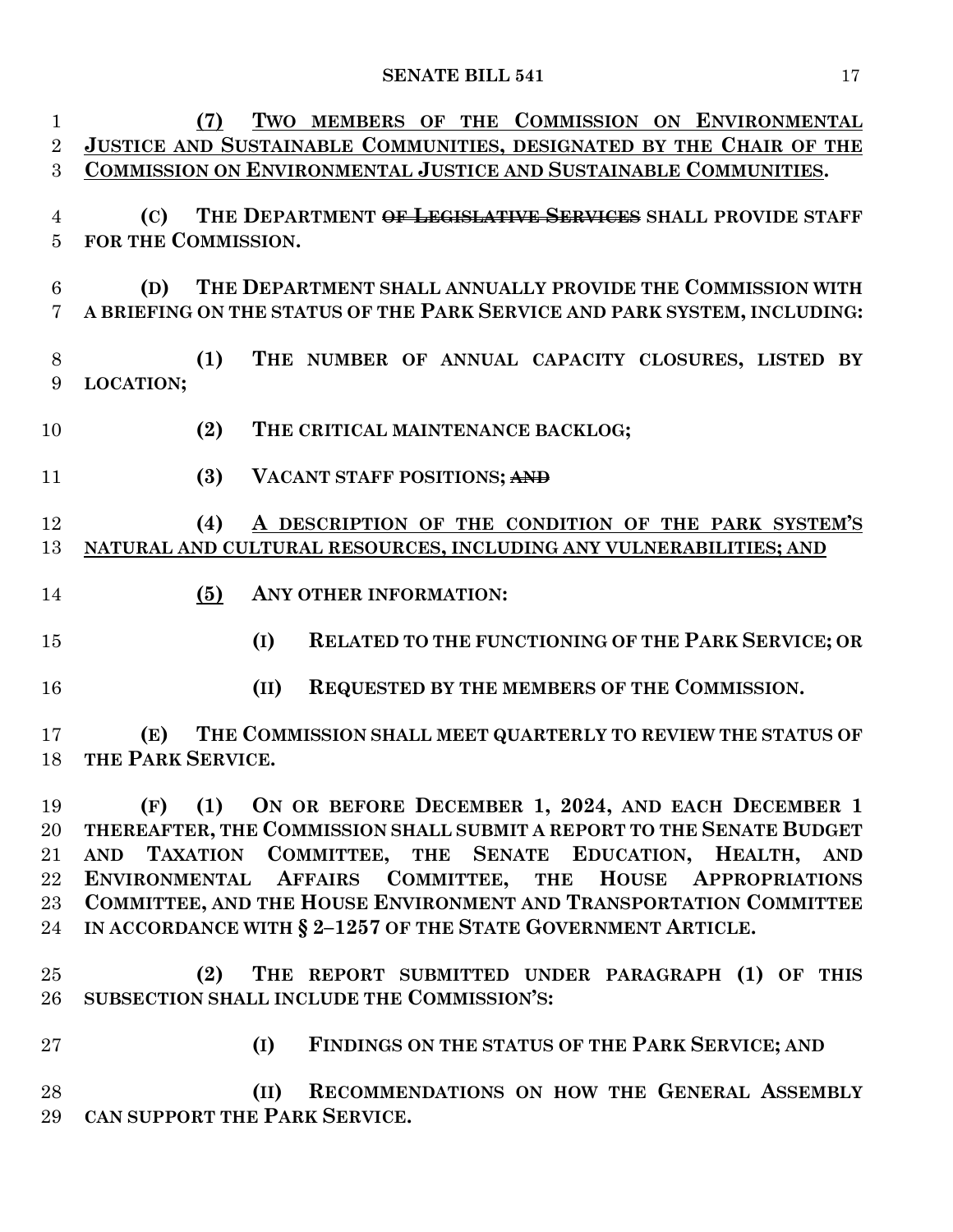(7) TWO MEMBERS OF THE COMMISSION ON ENVIRONMENTAL JUSTICE AND SUSTAINABLE COMMUNITIES, DESIGNATED BY THE CHAIR OF THE COMMISSION ON ENVIRONMENTAL JUSTICE AND SUSTAINABLE COMMUNITIES.

(C) THE DEPARTMENT ~~OF LEGISLATIVE SERVICES~~ SHALL PROVIDE STAFF FOR THE COMMISSION.

(D) THE DEPARTMENT SHALL ANNUALLY PROVIDE THE COMMISSION WITH A BRIEFING ON THE STATUS OF THE PARK SERVICE AND PARK SYSTEM, INCLUDING:

(1) THE NUMBER OF ANNUAL CAPACITY CLOSURES, LISTED BY LOCATION;

(2) THE CRITICAL MAINTENANCE BACKLOG;

(3) VACANT STAFF POSITIONS; ~~AND~~

(4) A DESCRIPTION OF THE CONDITION OF THE PARK SYSTEM'S NATURAL AND CULTURAL RESOURCES, INCLUDING ANY VULNERABILITIES; AND

(5) ANY OTHER INFORMATION:

(I) RELATED TO THE FUNCTIONING OF THE PARK SERVICE; OR

(II) REQUESTED BY THE MEMBERS OF THE COMMISSION.

(E) THE COMMISSION SHALL MEET QUARTERLY TO REVIEW THE STATUS OF THE PARK SERVICE.

(F) (1) ON OR BEFORE DECEMBER 1, 2024, AND EACH DECEMBER 1 THEREAFTER, THE COMMISSION SHALL SUBMIT A REPORT TO THE SENATE BUDGET AND TAXATION COMMITTEE, THE SENATE EDUCATION, HEALTH, AND ENVIRONMENTAL AFFAIRS COMMITTEE, THE HOUSE APPROPRIATIONS COMMITTEE, AND THE HOUSE ENVIRONMENT AND TRANSPORTATION COMMITTEE IN ACCORDANCE WITH § 2–1257 OF THE STATE GOVERNMENT ARTICLE.

(2) THE REPORT SUBMITTED UNDER PARAGRAPH (1) OF THIS SUBSECTION SHALL INCLUDE THE COMMISSION'S:

(I) FINDINGS ON THE STATUS OF THE PARK SERVICE; AND

(II) RECOMMENDATIONS ON HOW THE GENERAL ASSEMBLY CAN SUPPORT THE PARK SERVICE.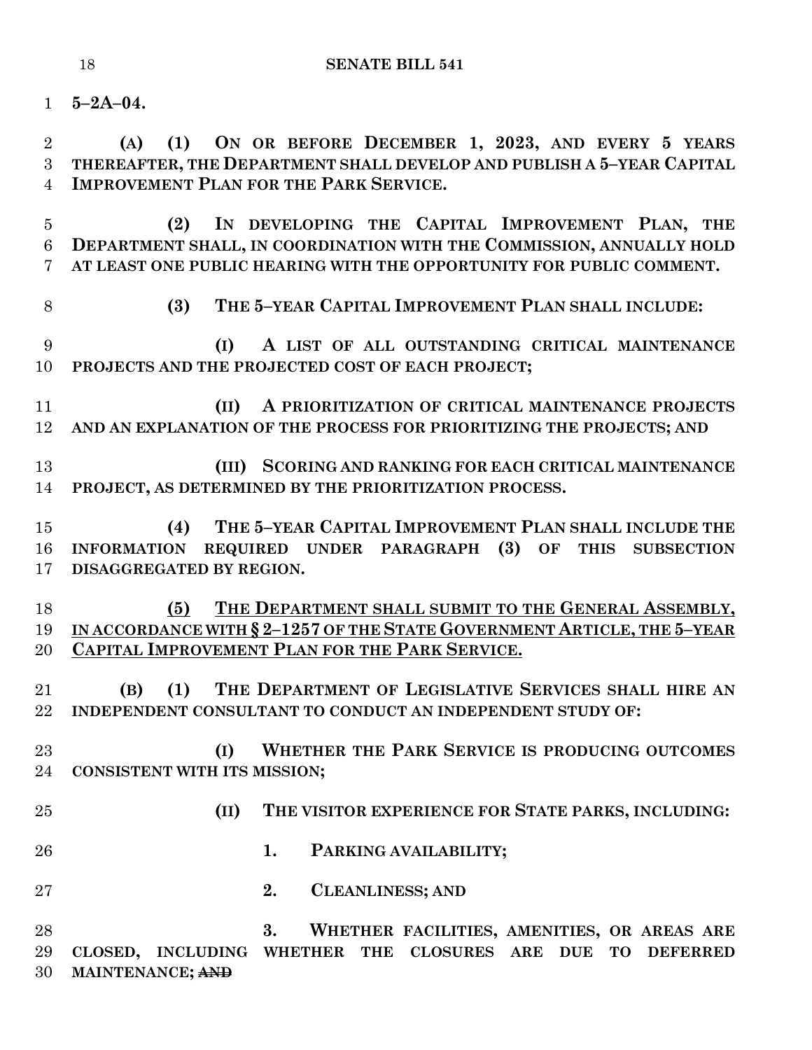**5–2A–04.**

**(A) (1) ON OR BEFORE DECEMBER 1, 2023, AND EVERY 5 YEARS THEREAFTER, THE DEPARTMENT SHALL DEVELOP AND PUBLISH A 5–YEAR CAPITAL IMPROVEMENT PLAN FOR THE PARK SERVICE.**

**(2) IN DEVELOPING THE CAPITAL IMPROVEMENT PLAN, THE DEPARTMENT SHALL, IN COORDINATION WITH THE COMMISSION, ANNUALLY HOLD AT LEAST ONE PUBLIC HEARING WITH THE OPPORTUNITY FOR PUBLIC COMMENT.**

**(3) THE 5–YEAR CAPITAL IMPROVEMENT PLAN SHALL INCLUDE:**

**(I) A LIST OF ALL OUTSTANDING CRITICAL MAINTENANCE PROJECTS AND THE PROJECTED COST OF EACH PROJECT;**

**(II) A PRIORITIZATION OF CRITICAL MAINTENANCE PROJECTS AND AN EXPLANATION OF THE PROCESS FOR PRIORITIZING THE PROJECTS; AND**

**(III) SCORING AND RANKING FOR EACH CRITICAL MAINTENANCE PROJECT, AS DETERMINED BY THE PRIORITIZATION PROCESS.**

**(4) THE 5–YEAR CAPITAL IMPROVEMENT PLAN SHALL INCLUDE THE INFORMATION REQUIRED UNDER PARAGRAPH (3) OF THIS SUBSECTION DISAGGREGATED BY REGION.**

**<u>(5) THE DEPARTMENT SHALL SUBMIT TO THE GENERAL ASSEMBLY, IN ACCORDANCE WITH § 2–1257 OF THE STATE GOVERNMENT ARTICLE, THE 5–YEAR CAPITAL IMPROVEMENT PLAN FOR THE PARK SERVICE.</u>**

**(B) (1) THE DEPARTMENT OF LEGISLATIVE SERVICES SHALL HIRE AN INDEPENDENT CONSULTANT TO CONDUCT AN INDEPENDENT STUDY OF:**

**(I) WHETHER THE PARK SERVICE IS PRODUCING OUTCOMES CONSISTENT WITH ITS MISSION;**

**(II) THE VISITOR EXPERIENCE FOR STATE PARKS, INCLUDING:**

**1. PARKING AVAILABILITY;**

**2. CLEANLINESS; AND**

**3. WHETHER FACILITIES, AMENITIES, OR AREAS ARE CLOSED, INCLUDING WHETHER THE CLOSURES ARE DUE TO DEFERRED MAINTENANCE; ~~AND~~**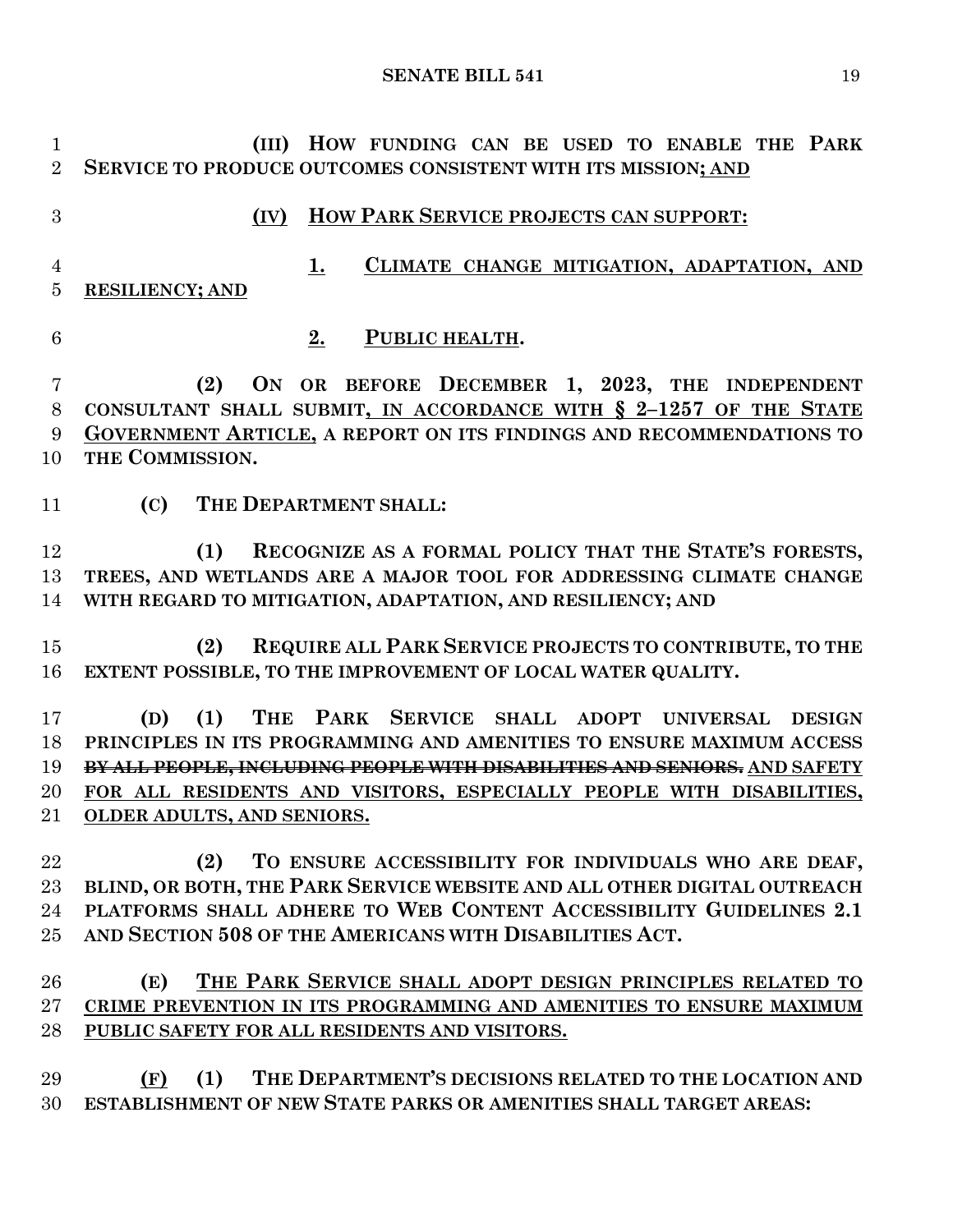**(III) HOW FUNDING CAN BE USED TO ENABLE THE PARK SERVICE TO PRODUCE OUTCOMES CONSISTENT WITH ITS MISSION; AND**

**(IV) HOW PARK SERVICE PROJECTS CAN SUPPORT:**

**1. CLIMATE CHANGE MITIGATION, ADAPTATION, AND RESILIENCY; AND**

**2. PUBLIC HEALTH.**

**(2) ON OR BEFORE DECEMBER 1, 2023, THE INDEPENDENT CONSULTANT SHALL SUBMIT, IN ACCORDANCE WITH § 2–1257 OF THE STATE GOVERNMENT ARTICLE, A REPORT ON ITS FINDINGS AND RECOMMENDATIONS TO THE COMMISSION.**

**(C) THE DEPARTMENT SHALL:**

**(1) RECOGNIZE AS A FORMAL POLICY THAT THE STATE'S FORESTS, TREES, AND WETLANDS ARE A MAJOR TOOL FOR ADDRESSING CLIMATE CHANGE WITH REGARD TO MITIGATION, ADAPTATION, AND RESILIENCY; AND**

**(2) REQUIRE ALL PARK SERVICE PROJECTS TO CONTRIBUTE, TO THE EXTENT POSSIBLE, TO THE IMPROVEMENT OF LOCAL WATER QUALITY.**

**(D) (1) THE PARK SERVICE SHALL ADOPT UNIVERSAL DESIGN PRINCIPLES IN ITS PROGRAMMING AND AMENITIES TO ENSURE MAXIMUM ACCESS ~~BY ALL PEOPLE, INCLUDING PEOPLE WITH DISABILITIES AND SENIORS.~~ AND SAFETY FOR ALL RESIDENTS AND VISITORS, ESPECIALLY PEOPLE WITH DISABILITIES, OLDER ADULTS, AND SENIORS.**

**(2) TO ENSURE ACCESSIBILITY FOR INDIVIDUALS WHO ARE DEAF, BLIND, OR BOTH, THE PARK SERVICE WEBSITE AND ALL OTHER DIGITAL OUTREACH PLATFORMS SHALL ADHERE TO WEB CONTENT ACCESSIBILITY GUIDELINES 2.1 AND SECTION 508 OF THE AMERICANS WITH DISABILITIES ACT.**

**(E) THE PARK SERVICE SHALL ADOPT DESIGN PRINCIPLES RELATED TO CRIME PREVENTION IN ITS PROGRAMMING AND AMENITIES TO ENSURE MAXIMUM PUBLIC SAFETY FOR ALL RESIDENTS AND VISITORS.**

**(F) (1) THE DEPARTMENT'S DECISIONS RELATED TO THE LOCATION AND ESTABLISHMENT OF NEW STATE PARKS OR AMENITIES SHALL TARGET AREAS:**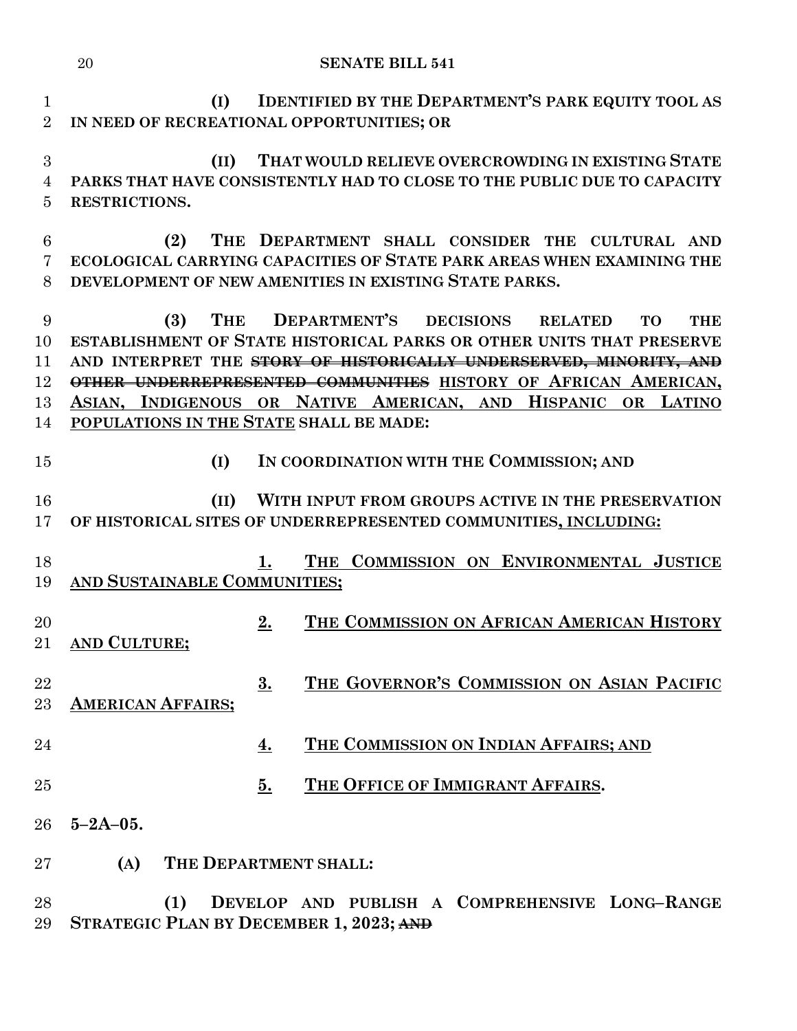**(I) IDENTIFIED BY THE DEPARTMENT'S PARK EQUITY TOOL AS IN NEED OF RECREATIONAL OPPORTUNITIES; OR**

**(II) THAT WOULD RELIEVE OVERCROWDING IN EXISTING STATE PARKS THAT HAVE CONSISTENTLY HAD TO CLOSE TO THE PUBLIC DUE TO CAPACITY RESTRICTIONS.**

**(2) THE DEPARTMENT SHALL CONSIDER THE CULTURAL AND ECOLOGICAL CARRYING CAPACITIES OF STATE PARK AREAS WHEN EXAMINING THE DEVELOPMENT OF NEW AMENITIES IN EXISTING STATE PARKS.**

**(3) THE DEPARTMENT'S DECISIONS RELATED TO THE ESTABLISHMENT OF STATE HISTORICAL PARKS OR OTHER UNITS THAT PRESERVE AND INTERPRET THE ~~STORY OF HISTORICALLY UNDERSERVED, MINORITY, AND OTHER UNDERREPRESENTED COMMUNITIES~~ HISTORY OF AFRICAN AMERICAN, ASIAN, INDIGENOUS OR NATIVE AMERICAN, AND HISPANIC OR LATINO POPULATIONS IN THE STATE SHALL BE MADE:**

**(I) IN COORDINATION WITH THE COMMISSION; AND**

**(II) WITH INPUT FROM GROUPS ACTIVE IN THE PRESERVATION OF HISTORICAL SITES OF UNDERREPRESENTED COMMUNITIES, INCLUDING:**

**1. THE COMMISSION ON ENVIRONMENTAL JUSTICE AND SUSTAINABLE COMMUNITIES;**

**2. THE COMMISSION ON AFRICAN AMERICAN HISTORY AND CULTURE;**

**3. THE GOVERNOR'S COMMISSION ON ASIAN PACIFIC AMERICAN AFFAIRS;**

**4. THE COMMISSION ON INDIAN AFFAIRS; AND**

**5. THE OFFICE OF IMMIGRANT AFFAIRS.**

**5–2A–05.**

**(A) THE DEPARTMENT SHALL:**

**(1) DEVELOP AND PUBLISH A COMPREHENSIVE LONG–RANGE STRATEGIC PLAN BY DECEMBER 1, 2023; ~~AND~~**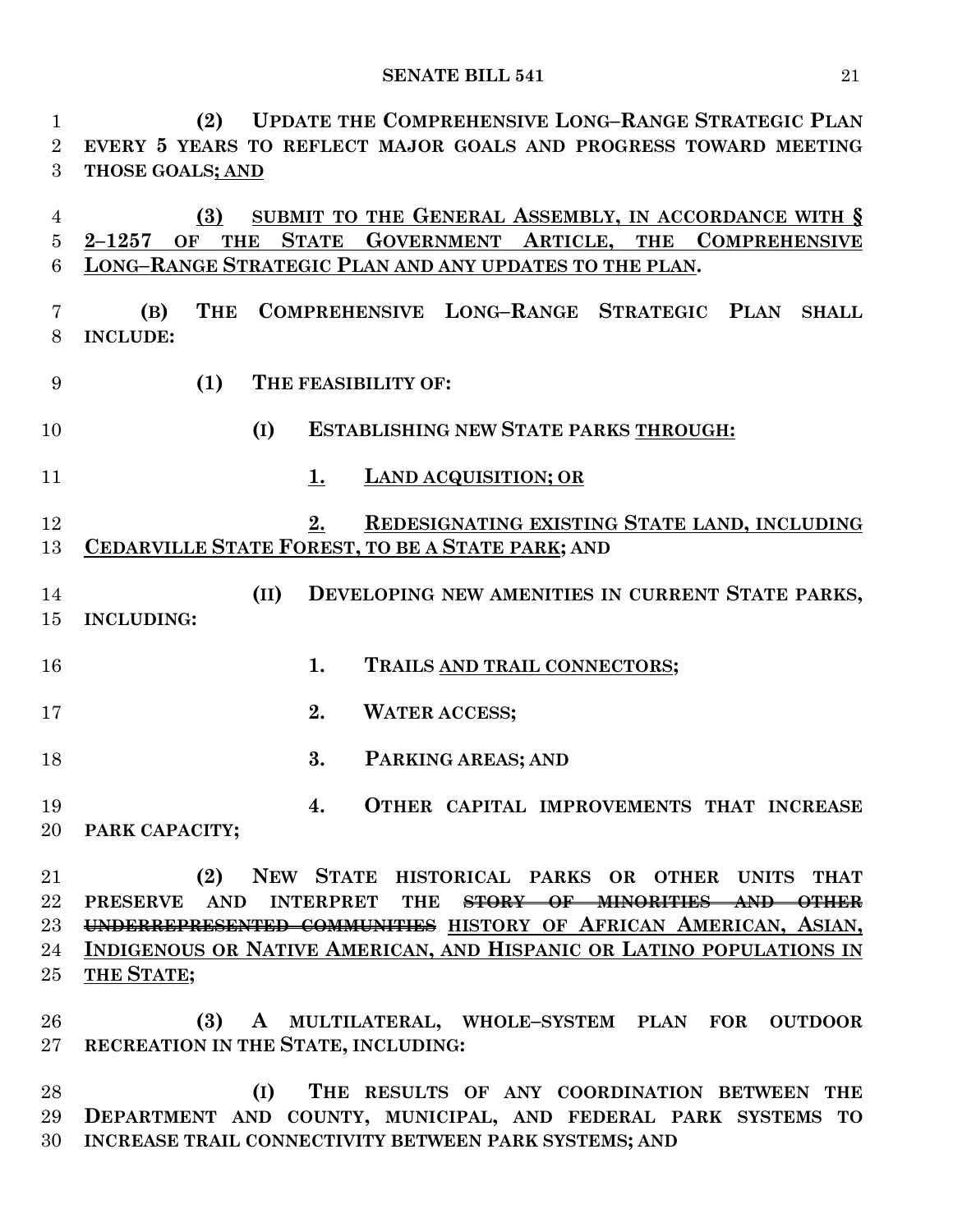(2) UPDATE THE COMPREHENSIVE LONG–RANGE STRATEGIC PLAN EVERY 5 YEARS TO REFLECT MAJOR GOALS AND PROGRESS TOWARD MEETING THOSE GOALS; AND

(3) SUBMIT TO THE GENERAL ASSEMBLY, IN ACCORDANCE WITH § 2–1257 OF THE STATE GOVERNMENT ARTICLE, THE COMPREHENSIVE LONG–RANGE STRATEGIC PLAN AND ANY UPDATES TO THE PLAN.

(B) THE COMPREHENSIVE LONG–RANGE STRATEGIC PLAN SHALL INCLUDE:

(1) THE FEASIBILITY OF:

(I) ESTABLISHING NEW STATE PARKS THROUGH:

1. LAND ACQUISITION; OR

2. REDESIGNATING EXISTING STATE LAND, INCLUDING CEDARVILLE STATE FOREST, TO BE A STATE PARK; AND

(II) DEVELOPING NEW AMENITIES IN CURRENT STATE PARKS, INCLUDING:

1. TRAILS AND TRAIL CONNECTORS;

2. WATER ACCESS;

3. PARKING AREAS; AND

4. OTHER CAPITAL IMPROVEMENTS THAT INCREASE PARK CAPACITY;

(2) NEW STATE HISTORICAL PARKS OR OTHER UNITS THAT PRESERVE AND INTERPRET THE ~~STORY OF MINORITIES AND OTHER UNDERREPRESENTED COMMUNITIES~~ HISTORY OF AFRICAN AMERICAN, ASIAN, INDIGENOUS OR NATIVE AMERICAN, AND HISPANIC OR LATINO POPULATIONS IN THE STATE;

(3) A MULTILATERAL, WHOLE–SYSTEM PLAN FOR OUTDOOR RECREATION IN THE STATE, INCLUDING:

(I) THE RESULTS OF ANY COORDINATION BETWEEN THE DEPARTMENT AND COUNTY, MUNICIPAL, AND FEDERAL PARK SYSTEMS TO INCREASE TRAIL CONNECTIVITY BETWEEN PARK SYSTEMS; AND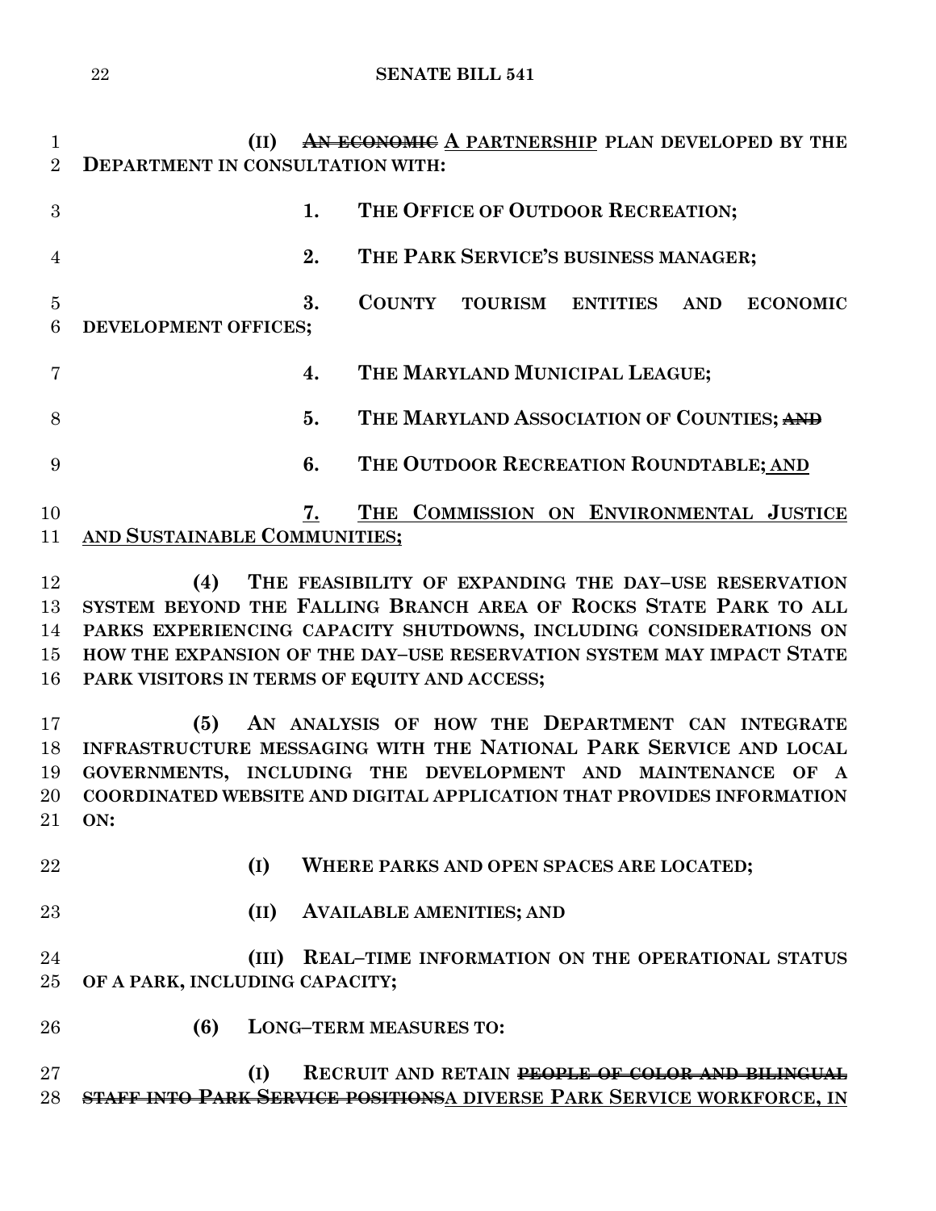(II) ~~AN ECONOMIC~~ A PARTNERSHIP PLAN DEVELOPED BY THE DEPARTMENT IN CONSULTATION WITH:

1. THE OFFICE OF OUTDOOR RECREATION;

2. THE PARK SERVICE'S BUSINESS MANAGER;

3. COUNTY TOURISM ENTITIES AND ECONOMIC DEVELOPMENT OFFICES;

4. THE MARYLAND MUNICIPAL LEAGUE;

5. THE MARYLAND ASSOCIATION OF COUNTIES; ~~AND~~

6. THE OUTDOOR RECREATION ROUNDTABLE; AND

7. THE COMMISSION ON ENVIRONMENTAL JUSTICE AND SUSTAINABLE COMMUNITIES;

(4) THE FEASIBILITY OF EXPANDING THE DAY–USE RESERVATION SYSTEM BEYOND THE FALLING BRANCH AREA OF ROCKS STATE PARK TO ALL PARKS EXPERIENCING CAPACITY SHUTDOWNS, INCLUDING CONSIDERATIONS ON HOW THE EXPANSION OF THE DAY–USE RESERVATION SYSTEM MAY IMPACT STATE PARK VISITORS IN TERMS OF EQUITY AND ACCESS;

(5) AN ANALYSIS OF HOW THE DEPARTMENT CAN INTEGRATE INFRASTRUCTURE MESSAGING WITH THE NATIONAL PARK SERVICE AND LOCAL GOVERNMENTS, INCLUDING THE DEVELOPMENT AND MAINTENANCE OF A COORDINATED WEBSITE AND DIGITAL APPLICATION THAT PROVIDES INFORMATION ON:

(I) WHERE PARKS AND OPEN SPACES ARE LOCATED;

(II) AVAILABLE AMENITIES; AND

(III) REAL–TIME INFORMATION ON THE OPERATIONAL STATUS OF A PARK, INCLUDING CAPACITY;

(6) LONG–TERM MEASURES TO:

(I) RECRUIT AND RETAIN ~~PEOPLE OF COLOR AND BILINGUAL STAFF INTO PARK SERVICE POSITIONS~~A DIVERSE PARK SERVICE WORKFORCE, IN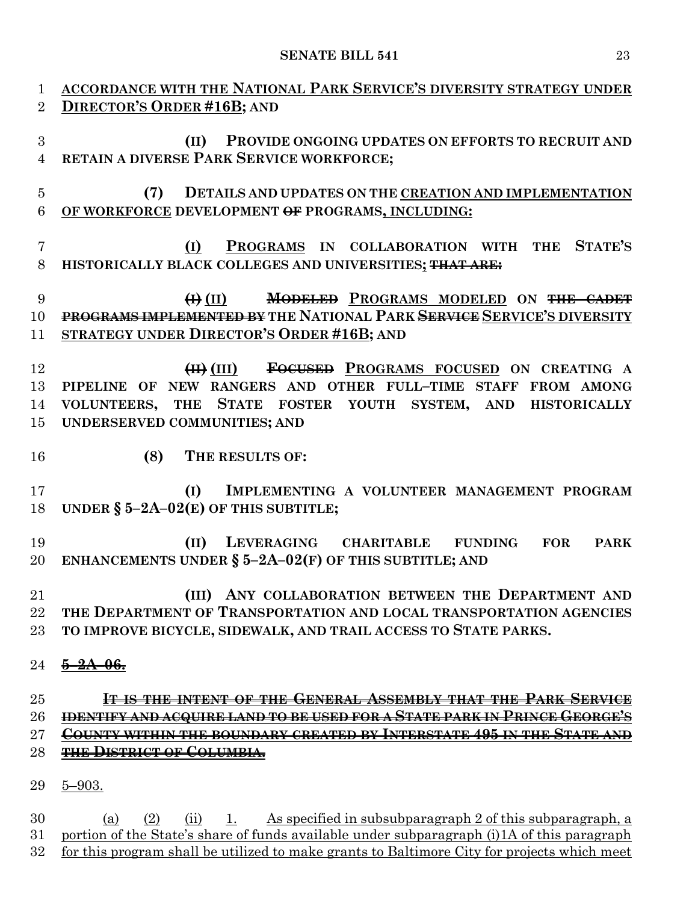ACCORDANCE WITH THE NATIONAL PARK SERVICE'S DIVERSITY STRATEGY UNDER DIRECTOR'S ORDER #16B; AND

(II) PROVIDE ONGOING UPDATES ON EFFORTS TO RECRUIT AND RETAIN A DIVERSE PARK SERVICE WORKFORCE;

(7) DETAILS AND UPDATES ON THE CREATION AND IMPLEMENTATION OF WORKFORCE DEVELOPMENT ~~OF~~ PROGRAMS, INCLUDING:

(I) PROGRAMS IN COLLABORATION WITH THE STATE'S HISTORICALLY BLACK COLLEGES AND UNIVERSITIES; ~~THAT ARE:~~

~~(I)~~ (II) ~~MODELED~~ PROGRAMS MODELED ON ~~THE CADET PROGRAMS IMPLEMENTED BY~~ THE NATIONAL PARK ~~SERVICE~~ SERVICE'S DIVERSITY STRATEGY UNDER DIRECTOR'S ORDER #16B; AND

~~(II)~~ (III) ~~FOCUSED~~ PROGRAMS FOCUSED ON CREATING A PIPELINE OF NEW RANGERS AND OTHER FULL–TIME STAFF FROM AMONG VOLUNTEERS, THE STATE FOSTER YOUTH SYSTEM, AND HISTORICALLY UNDERSERVED COMMUNITIES; AND

(8) THE RESULTS OF:

(I) IMPLEMENTING A VOLUNTEER MANAGEMENT PROGRAM UNDER § 5–2A–02(E) OF THIS SUBTITLE;

(II) LEVERAGING CHARITABLE FUNDING FOR PARK ENHANCEMENTS UNDER § 5–2A–02(F) OF THIS SUBTITLE; AND

(III) ANY COLLABORATION BETWEEN THE DEPARTMENT AND THE DEPARTMENT OF TRANSPORTATION AND LOCAL TRANSPORTATION AGENCIES TO IMPROVE BICYCLE, SIDEWALK, AND TRAIL ACCESS TO STATE PARKS.

~~5–2A–06.~~

~~IT IS THE INTENT OF THE GENERAL ASSEMBLY THAT THE PARK SERVICE IDENTIFY AND ACQUIRE LAND TO BE USED FOR A STATE PARK IN PRINCE GEORGE'S COUNTY WITHIN THE BOUNDARY CREATED BY INTERSTATE 495 IN THE STATE AND THE DISTRICT OF COLUMBIA.~~

5–903.

(a) (2) (ii) 1. As specified in subsubparagraph 2 of this subparagraph, a portion of the State's share of funds available under subparagraph (i)1A of this paragraph for this program shall be utilized to make grants to Baltimore City for projects which meet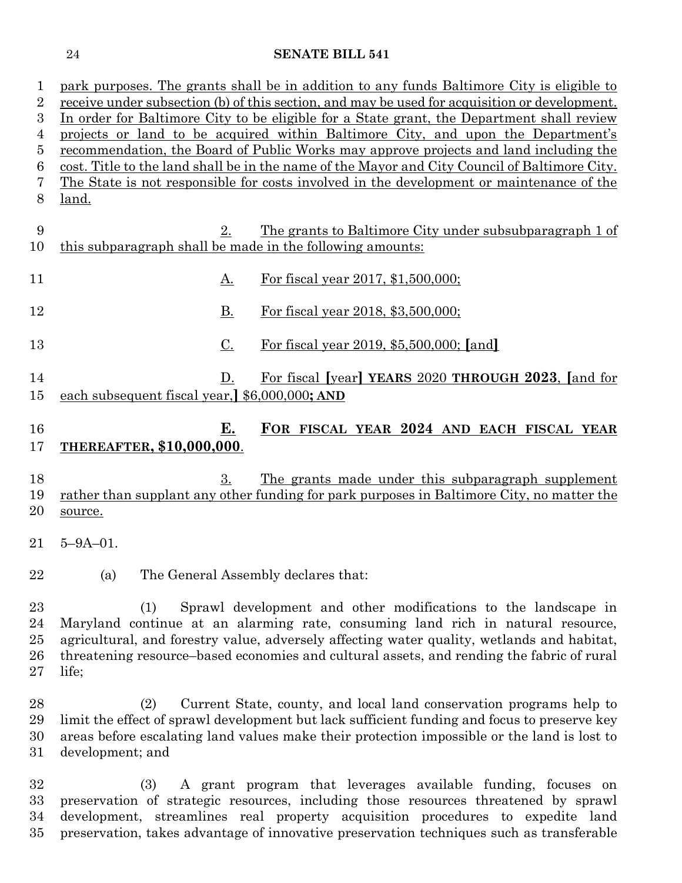park purposes. The grants shall be in addition to any funds Baltimore City is eligible to receive under subsection (b) of this section, and may be used for acquisition or development. In order for Baltimore City to be eligible for a State grant, the Department shall review projects or land to be acquired within Baltimore City, and upon the Department's recommendation, the Board of Public Works may approve projects and land including the cost. Title to the land shall be in the name of the Mayor and City Council of Baltimore City. The State is not responsible for costs involved in the development or maintenance of the land.

2. The grants to Baltimore City under subsubparagraph 1 of this subparagraph shall be made in the following amounts:

A. For fiscal year 2017, $1,500,000;

B. For fiscal year 2018, $3,500,000;

C. For fiscal year 2019, $5,500,000; [and]

D. For fiscal [year] **YEARS** 2020 **THROUGH 2023**, [and for each subsequent fiscal year,] $6,000,000**; AND**

**E. FOR FISCAL YEAR 2024 AND EACH FISCAL YEAR THEREAFTER, $10,000,000**.

3. The grants made under this subparagraph supplement rather than supplant any other funding for park purposes in Baltimore City, no matter the source.

5–9A–01.

(a) The General Assembly declares that:

(1) Sprawl development and other modifications to the landscape in Maryland continue at an alarming rate, consuming land rich in natural resource, agricultural, and forestry value, adversely affecting water quality, wetlands and habitat, threatening resource–based economies and cultural assets, and rending the fabric of rural life;

(2) Current State, county, and local land conservation programs help to limit the effect of sprawl development but lack sufficient funding and focus to preserve key areas before escalating land values make their protection impossible or the land is lost to development; and

(3) A grant program that leverages available funding, focuses on preservation of strategic resources, including those resources threatened by sprawl development, streamlines real property acquisition procedures to expedite land preservation, takes advantage of innovative preservation techniques such as transferable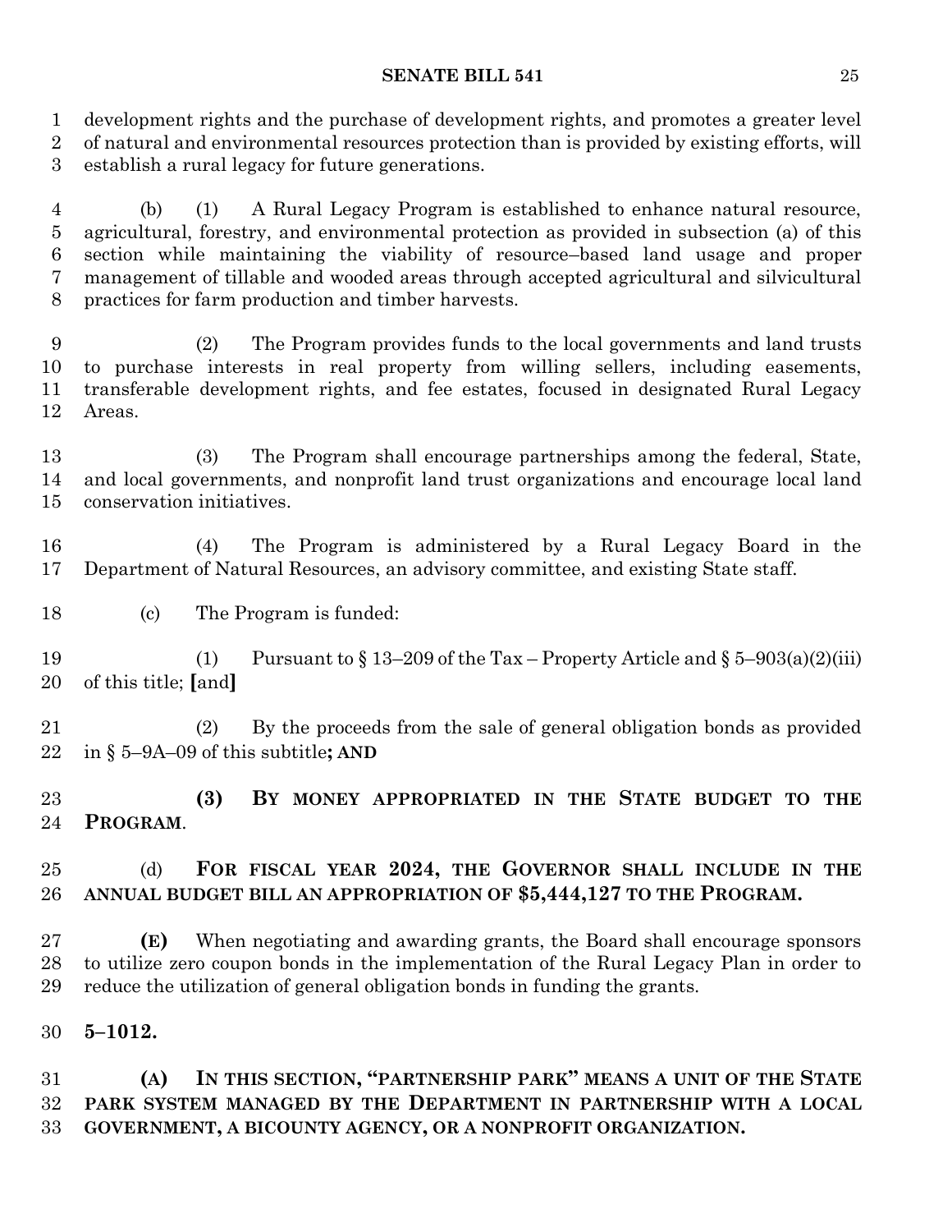development rights and the purchase of development rights, and promotes a greater level of natural and environmental resources protection than is provided by existing efforts, will establish a rural legacy for future generations.

(b) (1) A Rural Legacy Program is established to enhance natural resource, agricultural, forestry, and environmental protection as provided in subsection (a) of this section while maintaining the viability of resource–based land usage and proper management of tillable and wooded areas through accepted agricultural and silvicultural practices for farm production and timber harvests.

(2) The Program provides funds to the local governments and land trusts to purchase interests in real property from willing sellers, including easements, transferable development rights, and fee estates, focused in designated Rural Legacy Areas.

(3) The Program shall encourage partnerships among the federal, State, and local governments, and nonprofit land trust organizations and encourage local land conservation initiatives.

(4) The Program is administered by a Rural Legacy Board in the Department of Natural Resources, an advisory committee, and existing State staff.

(c) The Program is funded:

(1) Pursuant to § 13–209 of the Tax – Property Article and § 5–903(a)(2)(iii) of this title; **[**and**]**

(2) By the proceeds from the sale of general obligation bonds as provided in § 5–9A–09 of this subtitle**; AND**

**(3) BY MONEY APPROPRIATED IN THE STATE BUDGET TO THE PROGRAM**.

(d) **FOR FISCAL YEAR 2024, THE GOVERNOR SHALL INCLUDE IN THE ANNUAL BUDGET BILL AN APPROPRIATION OF $5,444,127 TO THE PROGRAM.**

**(E)** When negotiating and awarding grants, the Board shall encourage sponsors to utilize zero coupon bonds in the implementation of the Rural Legacy Plan in order to reduce the utilization of general obligation bonds in funding the grants.

**5–1012.**

**(A) IN THIS SECTION, "PARTNERSHIP PARK" MEANS A UNIT OF THE STATE PARK SYSTEM MANAGED BY THE DEPARTMENT IN PARTNERSHIP WITH A LOCAL GOVERNMENT, A BICOUNTY AGENCY, OR A NONPROFIT ORGANIZATION.**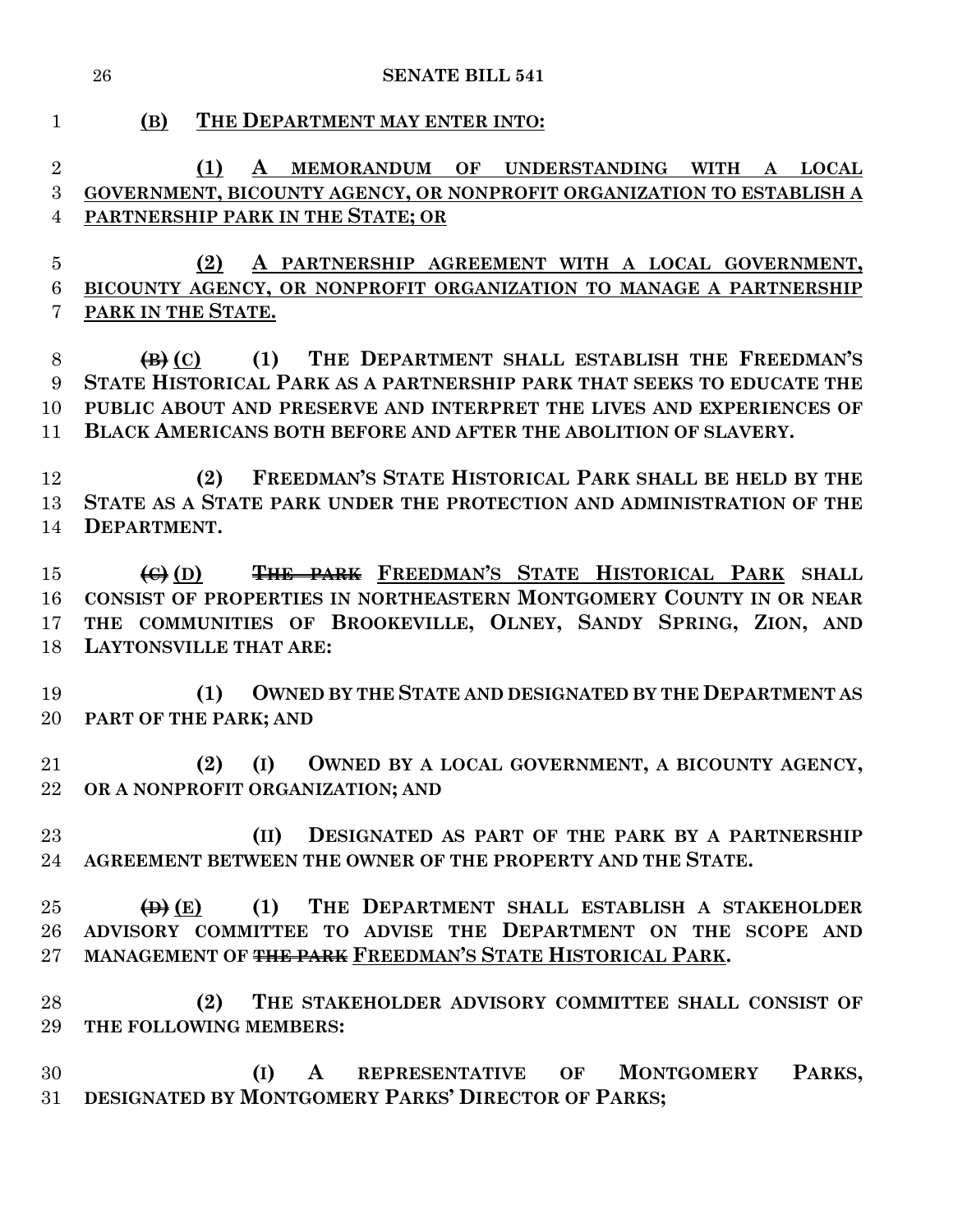**(B) THE DEPARTMENT MAY ENTER INTO:**

**(1) A MEMORANDUM OF UNDERSTANDING WITH A LOCAL GOVERNMENT, BICOUNTY AGENCY, OR NONPROFIT ORGANIZATION TO ESTABLISH A PARTNERSHIP PARK IN THE STATE; OR**

**(2) A PARTNERSHIP AGREEMENT WITH A LOCAL GOVERNMENT, BICOUNTY AGENCY, OR NONPROFIT ORGANIZATION TO MANAGE A PARTNERSHIP PARK IN THE STATE.**

~~**(B)**~~ **(C) (1) THE DEPARTMENT SHALL ESTABLISH THE FREEDMAN'S STATE HISTORICAL PARK AS A PARTNERSHIP PARK THAT SEEKS TO EDUCATE THE PUBLIC ABOUT AND PRESERVE AND INTERPRET THE LIVES AND EXPERIENCES OF BLACK AMERICANS BOTH BEFORE AND AFTER THE ABOLITION OF SLAVERY.**

**(2) FREEDMAN'S STATE HISTORICAL PARK SHALL BE HELD BY THE STATE AS A STATE PARK UNDER THE PROTECTION AND ADMINISTRATION OF THE DEPARTMENT.**

~~**(C)**~~ **(D)** ~~**THE PARK**~~ **FREEDMAN'S STATE HISTORICAL PARK SHALL CONSIST OF PROPERTIES IN NORTHEASTERN MONTGOMERY COUNTY IN OR NEAR THE COMMUNITIES OF BROOKEVILLE, OLNEY, SANDY SPRING, ZION, AND LAYTONSVILLE THAT ARE:**

**(1) OWNED BY THE STATE AND DESIGNATED BY THE DEPARTMENT AS PART OF THE PARK; AND**

**(2) (I) OWNED BY A LOCAL GOVERNMENT, A BICOUNTY AGENCY, OR A NONPROFIT ORGANIZATION; AND**

**(II) DESIGNATED AS PART OF THE PARK BY A PARTNERSHIP AGREEMENT BETWEEN THE OWNER OF THE PROPERTY AND THE STATE.**

~~**(D)**~~ **(E) (1) THE DEPARTMENT SHALL ESTABLISH A STAKEHOLDER ADVISORY COMMITTEE TO ADVISE THE DEPARTMENT ON THE SCOPE AND MANAGEMENT OF** ~~**THE PARK**~~ **FREEDMAN'S STATE HISTORICAL PARK.**

**(2) THE STAKEHOLDER ADVISORY COMMITTEE SHALL CONSIST OF THE FOLLOWING MEMBERS:**

**(I) A REPRESENTATIVE OF MONTGOMERY PARKS, DESIGNATED BY MONTGOMERY PARKS' DIRECTOR OF PARKS;**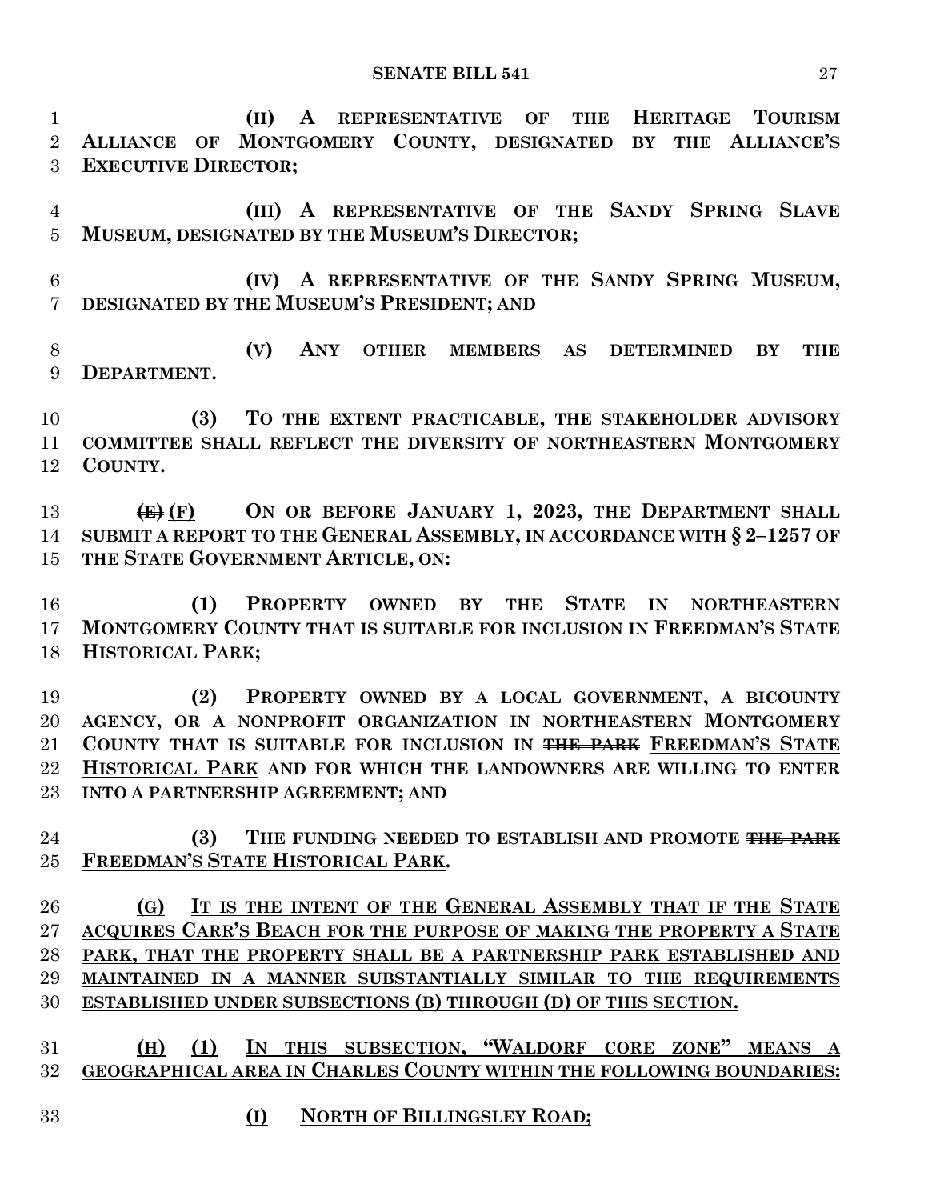(II) A REPRESENTATIVE OF THE HERITAGE TOURISM ALLIANCE OF MONTGOMERY COUNTY, DESIGNATED BY THE ALLIANCE'S EXECUTIVE DIRECTOR;

(III) A REPRESENTATIVE OF THE SANDY SPRING SLAVE MUSEUM, DESIGNATED BY THE MUSEUM'S DIRECTOR;

(IV) A REPRESENTATIVE OF THE SANDY SPRING MUSEUM, DESIGNATED BY THE MUSEUM'S PRESIDENT; AND

(V) ANY OTHER MEMBERS AS DETERMINED BY THE DEPARTMENT.

(3) TO THE EXTENT PRACTICABLE, THE STAKEHOLDER ADVISORY COMMITTEE SHALL REFLECT THE DIVERSITY OF NORTHEASTERN MONTGOMERY COUNTY.

~~(E)~~ (F) ON OR BEFORE JANUARY 1, 2023, THE DEPARTMENT SHALL SUBMIT A REPORT TO THE GENERAL ASSEMBLY, IN ACCORDANCE WITH § 2–1257 OF THE STATE GOVERNMENT ARTICLE, ON:

(1) PROPERTY OWNED BY THE STATE IN NORTHEASTERN MONTGOMERY COUNTY THAT IS SUITABLE FOR INCLUSION IN FREEDMAN'S STATE HISTORICAL PARK;

(2) PROPERTY OWNED BY A LOCAL GOVERNMENT, A BICOUNTY AGENCY, OR A NONPROFIT ORGANIZATION IN NORTHEASTERN MONTGOMERY COUNTY THAT IS SUITABLE FOR INCLUSION IN ~~THE PARK~~ FREEDMAN'S STATE HISTORICAL PARK AND FOR WHICH THE LANDOWNERS ARE WILLING TO ENTER INTO A PARTNERSHIP AGREEMENT; AND

(3) THE FUNDING NEEDED TO ESTABLISH AND PROMOTE ~~THE PARK~~ FREEDMAN'S STATE HISTORICAL PARK.

(G) IT IS THE INTENT OF THE GENERAL ASSEMBLY THAT IF THE STATE ACQUIRES CARR'S BEACH FOR THE PURPOSE OF MAKING THE PROPERTY A STATE PARK, THAT THE PROPERTY SHALL BE A PARTNERSHIP PARK ESTABLISHED AND MAINTAINED IN A MANNER SUBSTANTIALLY SIMILAR TO THE REQUIREMENTS ESTABLISHED UNDER SUBSECTIONS (B) THROUGH (D) OF THIS SECTION.

(H) (1) IN THIS SUBSECTION, "WALDORF CORE ZONE" MEANS A GEOGRAPHICAL AREA IN CHARLES COUNTY WITHIN THE FOLLOWING BOUNDARIES:

(I) NORTH OF BILLINGSLEY ROAD;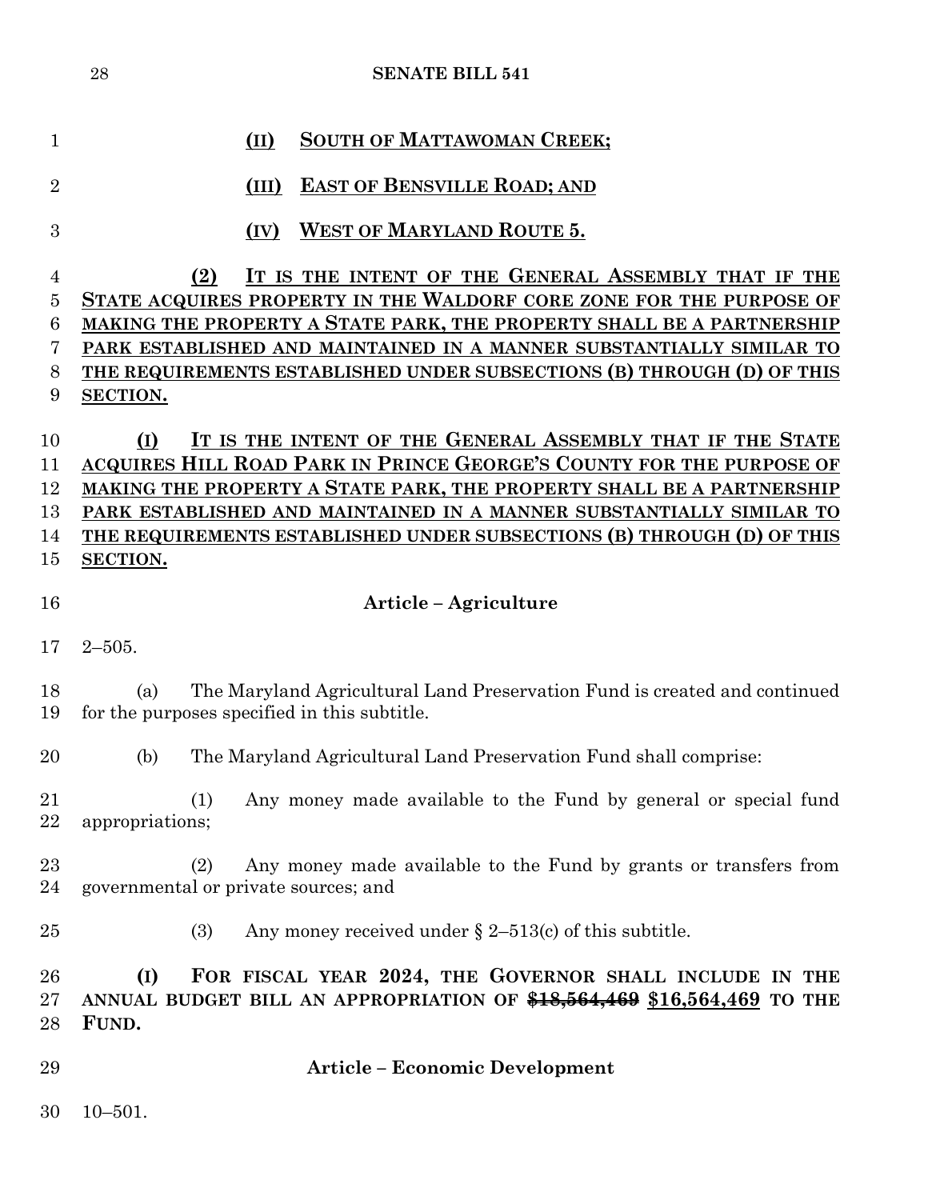(II) SOUTH OF MATTAWOMAN CREEK;

(III) EAST OF BENSVILLE ROAD; AND

(IV) WEST OF MARYLAND ROUTE 5.

(2) IT IS THE INTENT OF THE GENERAL ASSEMBLY THAT IF THE STATE ACQUIRES PROPERTY IN THE WALDORF CORE ZONE FOR THE PURPOSE OF MAKING THE PROPERTY A STATE PARK, THE PROPERTY SHALL BE A PARTNERSHIP PARK ESTABLISHED AND MAINTAINED IN A MANNER SUBSTANTIALLY SIMILAR TO THE REQUIREMENTS ESTABLISHED UNDER SUBSECTIONS (B) THROUGH (D) OF THIS SECTION.

(I) IT IS THE INTENT OF THE GENERAL ASSEMBLY THAT IF THE STATE ACQUIRES HILL ROAD PARK IN PRINCE GEORGE'S COUNTY FOR THE PURPOSE OF MAKING THE PROPERTY A STATE PARK, THE PROPERTY SHALL BE A PARTNERSHIP PARK ESTABLISHED AND MAINTAINED IN A MANNER SUBSTANTIALLY SIMILAR TO THE REQUIREMENTS ESTABLISHED UNDER SUBSECTIONS (B) THROUGH (D) OF THIS SECTION.

**Article – Agriculture**

2–505.

(a) The Maryland Agricultural Land Preservation Fund is created and continued for the purposes specified in this subtitle.

(b) The Maryland Agricultural Land Preservation Fund shall comprise:

(1) Any money made available to the Fund by general or special fund appropriations;

(2) Any money made available to the Fund by grants or transfers from governmental or private sources; and

(3) Any money received under § 2–513(c) of this subtitle.

**(I) FOR FISCAL YEAR 2024, THE GOVERNOR SHALL INCLUDE IN THE ANNUAL BUDGET BILL AN APPROPRIATION OF ~~$18,564,469~~ $16,564,469 TO THE FUND.**

**Article – Economic Development**

10–501.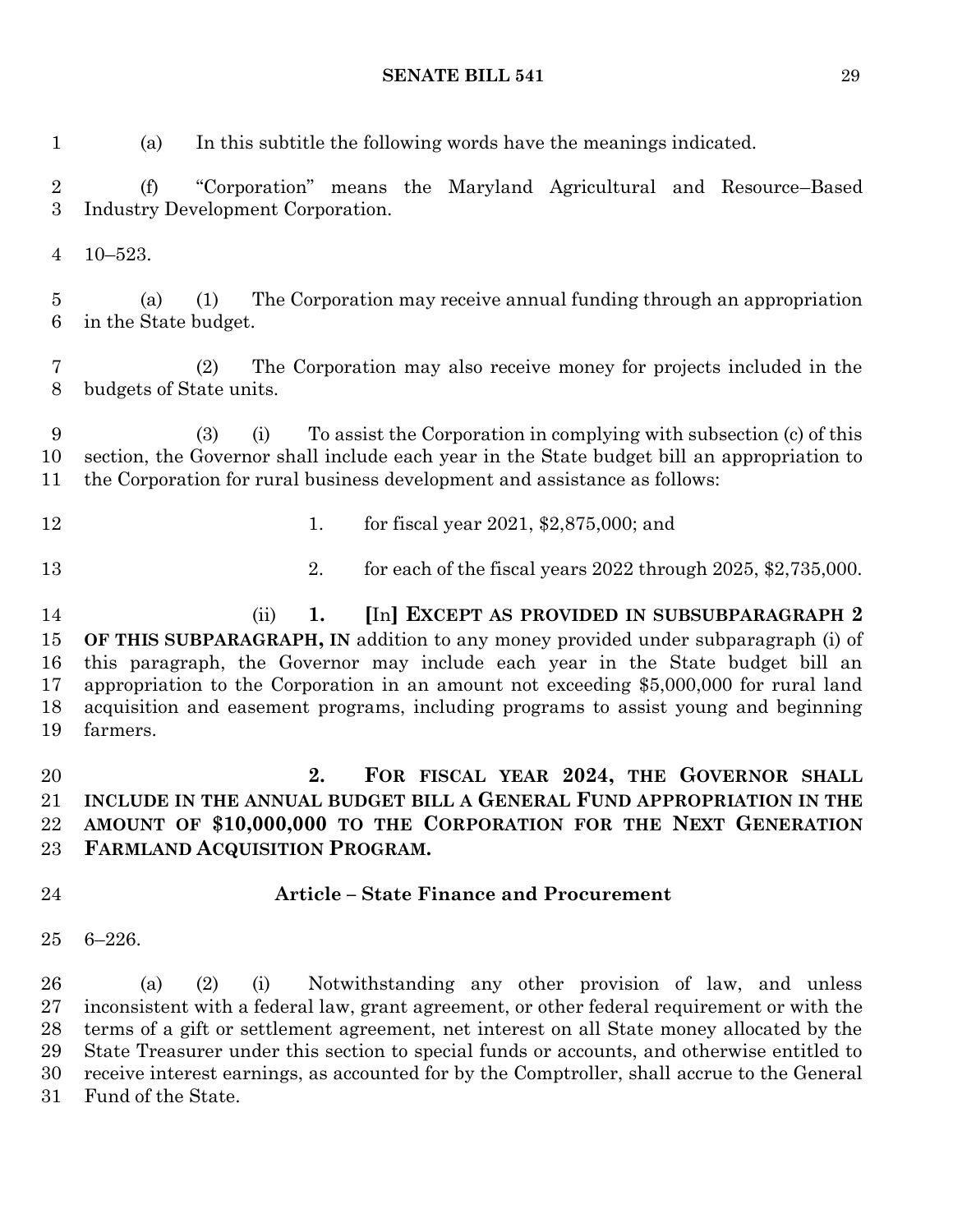(a) In this subtitle the following words have the meanings indicated.

(f) "Corporation" means the Maryland Agricultural and Resource–Based Industry Development Corporation.

10–523.

(a) (1) The Corporation may receive annual funding through an appropriation in the State budget.

(2) The Corporation may also receive money for projects included in the budgets of State units.

(3) (i) To assist the Corporation in complying with subsection (c) of this section, the Governor shall include each year in the State budget bill an appropriation to the Corporation for rural business development and assistance as follows:

1. for fiscal year 2021, $2,875,000; and

2. for each of the fiscal years 2022 through 2025, $2,735,000.

(ii) **1.** [In] **EXCEPT AS PROVIDED IN SUBSUBPARAGRAPH 2 OF THIS SUBPARAGRAPH, IN** addition to any money provided under subparagraph (i) of this paragraph, the Governor may include each year in the State budget bill an appropriation to the Corporation in an amount not exceeding $5,000,000 for rural land acquisition and easement programs, including programs to assist young and beginning farmers.

**2. FOR FISCAL YEAR 2024, THE GOVERNOR SHALL INCLUDE IN THE ANNUAL BUDGET BILL A GENERAL FUND APPROPRIATION IN THE AMOUNT OF $10,000,000 TO THE CORPORATION FOR THE NEXT GENERATION FARMLAND ACQUISITION PROGRAM.**

## Article – State Finance and Procurement

6–226.

(a) (2) (i) Notwithstanding any other provision of law, and unless inconsistent with a federal law, grant agreement, or other federal requirement or with the terms of a gift or settlement agreement, net interest on all State money allocated by the State Treasurer under this section to special funds or accounts, and otherwise entitled to receive interest earnings, as accounted for by the Comptroller, shall accrue to the General Fund of the State.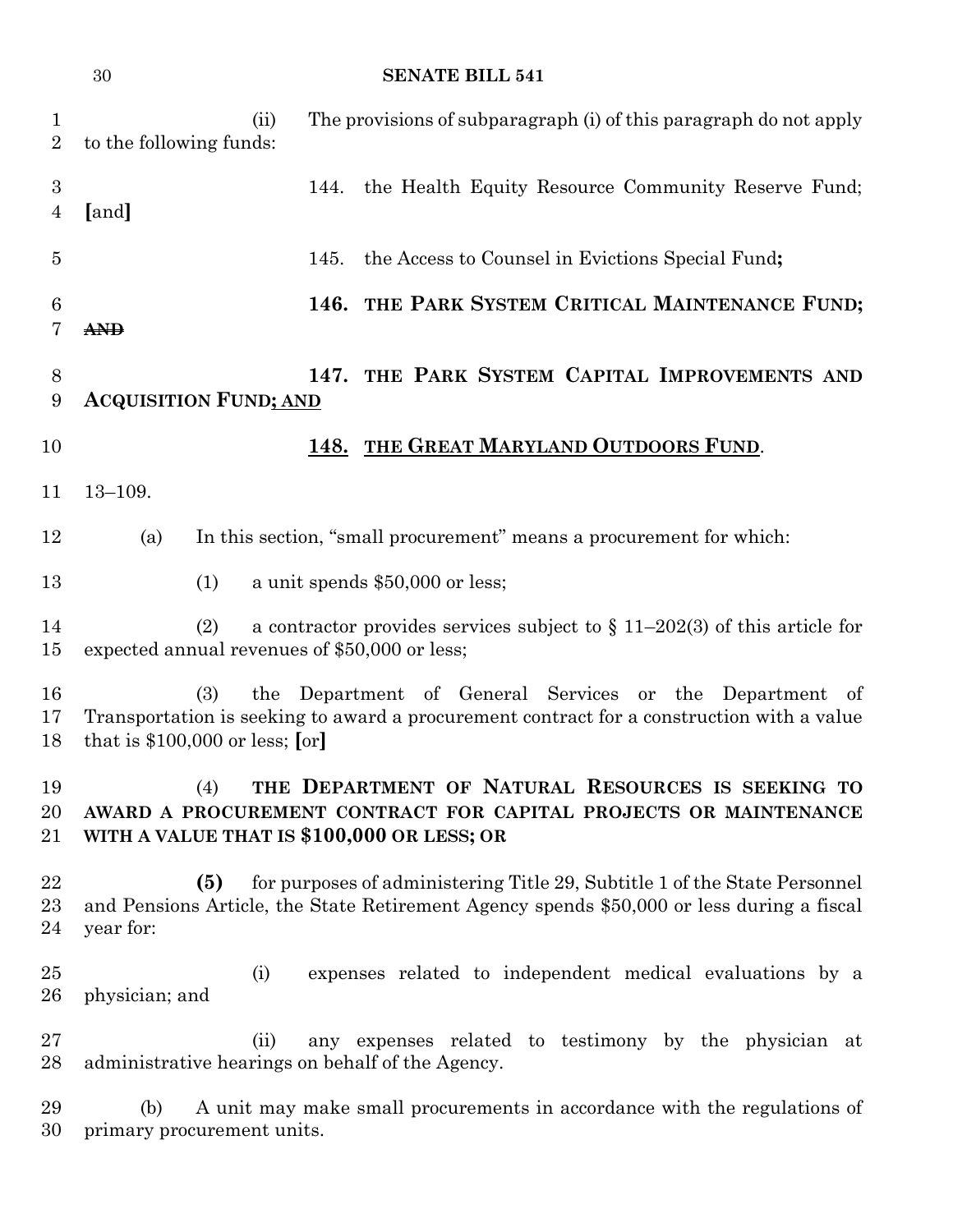(ii) The provisions of subparagraph (i) of this paragraph do not apply to the following funds:

144. the Health Equity Resource Community Reserve Fund; [and]

145. the Access to Counsel in Evictions Special Fund**;**

**146. THE PARK SYSTEM CRITICAL MAINTENANCE FUND;** ~~**AND**~~

**147. THE PARK SYSTEM CAPITAL IMPROVEMENTS AND ACQUISITION FUND**<u>**; AND**</u>

<u>**148. THE GREAT MARYLAND OUTDOORS FUND**</u>.

13–109.

(a) In this section, "small procurement" means a procurement for which:

(1) a unit spends $50,000 or less;

(2) a contractor provides services subject to § 11–202(3) of this article for expected annual revenues of $50,000 or less;

(3) the Department of General Services or the Department of Transportation is seeking to award a procurement contract for a construction with a value that is $100,000 or less; [or]

(4) **THE DEPARTMENT OF NATURAL RESOURCES IS SEEKING TO AWARD A PROCUREMENT CONTRACT FOR CAPITAL PROJECTS OR MAINTENANCE WITH A VALUE THAT IS $100,000 OR LESS; OR**

**(5)** for purposes of administering Title 29, Subtitle 1 of the State Personnel and Pensions Article, the State Retirement Agency spends $50,000 or less during a fiscal year for:

(i) expenses related to independent medical evaluations by a physician; and

(ii) any expenses related to testimony by the physician at administrative hearings on behalf of the Agency.

(b) A unit may make small procurements in accordance with the regulations of primary procurement units.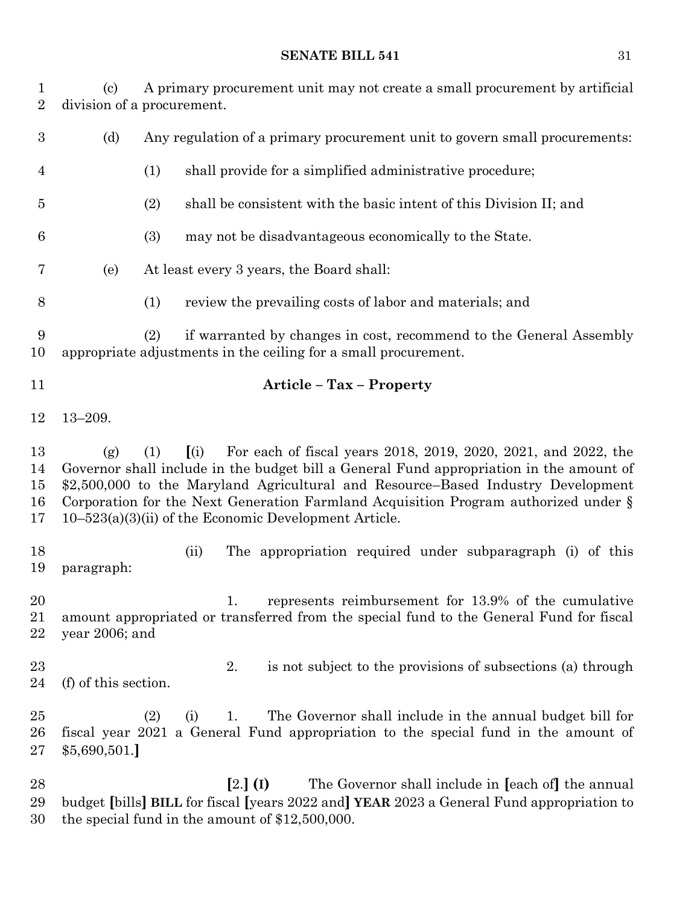(c) A primary procurement unit may not create a small procurement by artificial division of a procurement.

(d) Any regulation of a primary procurement unit to govern small procurements:

(1) shall provide for a simplified administrative procedure;

(2) shall be consistent with the basic intent of this Division II; and

(3) may not be disadvantageous economically to the State.

(e) At least every 3 years, the Board shall:

(1) review the prevailing costs of labor and materials; and

(2) if warranted by changes in cost, recommend to the General Assembly appropriate adjustments in the ceiling for a small procurement.

## Article – Tax – Property

13–209.

(g) (1) **[**(i) For each of fiscal years 2018, 2019, 2020, 2021, and 2022, the Governor shall include in the budget bill a General Fund appropriation in the amount of $2,500,000 to the Maryland Agricultural and Resource–Based Industry Development Corporation for the Next Generation Farmland Acquisition Program authorized under § 10–523(a)(3)(ii) of the Economic Development Article.

(ii) The appropriation required under subparagraph (i) of this paragraph:

1. represents reimbursement for 13.9% of the cumulative amount appropriated or transferred from the special fund to the General Fund for fiscal year 2006; and

2. is not subject to the provisions of subsections (a) through (f) of this section.

(2) (i) 1. The Governor shall include in the annual budget bill for fiscal year 2021 a General Fund appropriation to the special fund in the amount of $5,690,501.**]**

**[**2.**]** **(I)** The Governor shall include in **[**each of**]** the annual budget **[**bills**]** **BILL** for fiscal **[**years 2022 and**]** **YEAR** 2023 a General Fund appropriation to the special fund in the amount of $12,500,000.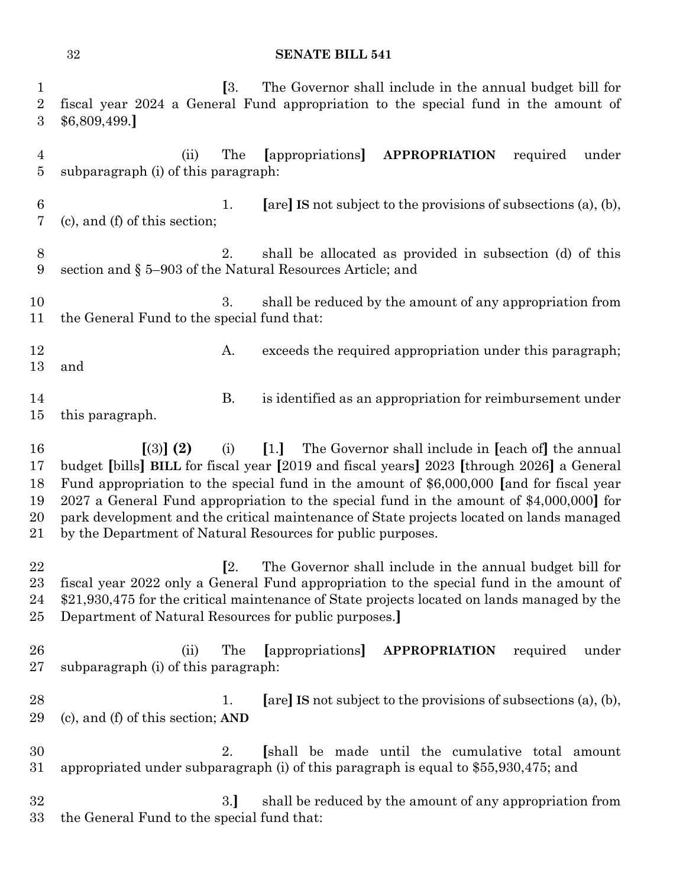[3. The Governor shall include in the annual budget bill for fiscal year 2024 a General Fund appropriation to the special fund in the amount of $6,809,499.]

(ii) The [appropriations] **APPROPRIATION** required under subparagraph (i) of this paragraph:

1. [are] **IS** not subject to the provisions of subsections (a), (b), (c), and (f) of this section;

2. shall be allocated as provided in subsection (d) of this section and § 5–903 of the Natural Resources Article; and

3. shall be reduced by the amount of any appropriation from the General Fund to the special fund that:

A. exceeds the required appropriation under this paragraph; and

B. is identified as an appropriation for reimbursement under this paragraph.

[(3)] **(2)** (i) [1.] The Governor shall include in [each of] the annual budget [bills] **BILL** for fiscal year [2019 and fiscal years] 2023 [through 2026] a General Fund appropriation to the special fund in the amount of $6,000,000 [and for fiscal year 2027 a General Fund appropriation to the special fund in the amount of $4,000,000] for park development and the critical maintenance of State projects located on lands managed by the Department of Natural Resources for public purposes.

[2. The Governor shall include in the annual budget bill for fiscal year 2022 only a General Fund appropriation to the special fund in the amount of $21,930,475 for the critical maintenance of State projects located on lands managed by the Department of Natural Resources for public purposes.]

(ii) The [appropriations] **APPROPRIATION** required under subparagraph (i) of this paragraph:

1. [are] **IS** not subject to the provisions of subsections (a), (b), (c), and (f) of this section; **AND**

2. [shall be made until the cumulative total amount appropriated under subparagraph (i) of this paragraph is equal to $55,930,475; and

3.] shall be reduced by the amount of any appropriation from the General Fund to the special fund that: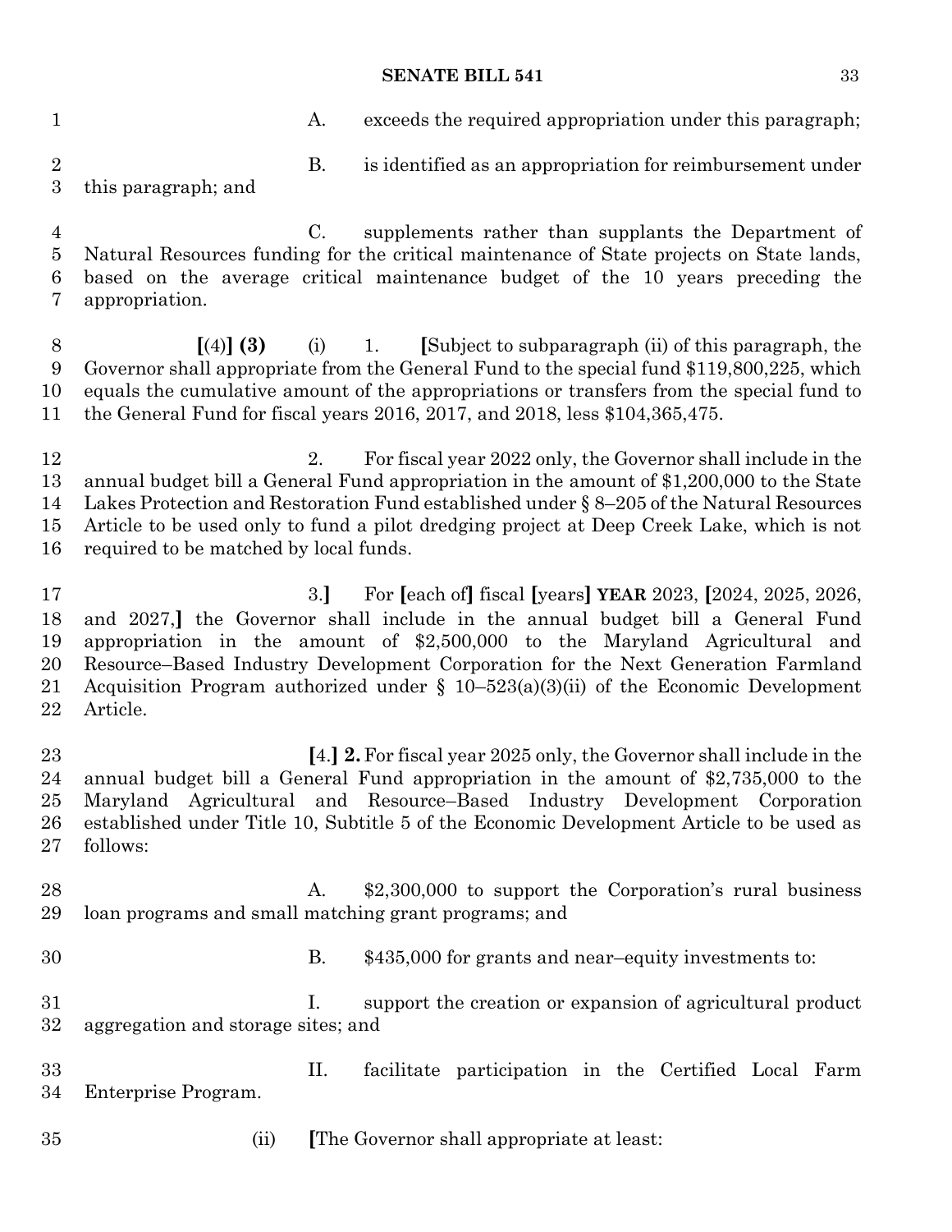A. exceeds the required appropriation under this paragraph;

B. is identified as an appropriation for reimbursement under this paragraph; and

C. supplements rather than supplants the Department of Natural Resources funding for the critical maintenance of State projects on State lands, based on the average critical maintenance budget of the 10 years preceding the appropriation.

**[**(4)**] (3)** (i) 1. **[**Subject to subparagraph (ii) of this paragraph, the Governor shall appropriate from the General Fund to the special fund $119,800,225, which equals the cumulative amount of the appropriations or transfers from the special fund to the General Fund for fiscal years 2016, 2017, and 2018, less $104,365,475.

2. For fiscal year 2022 only, the Governor shall include in the annual budget bill a General Fund appropriation in the amount of $1,200,000 to the State Lakes Protection and Restoration Fund established under § 8–205 of the Natural Resources Article to be used only to fund a pilot dredging project at Deep Creek Lake, which is not required to be matched by local funds.

3.**]** For **[**each of**]** fiscal **[**years**]** **YEAR** 2023, **[**2024, 2025, 2026, and 2027,**]** the Governor shall include in the annual budget bill a General Fund appropriation in the amount of $2,500,000 to the Maryland Agricultural and Resource–Based Industry Development Corporation for the Next Generation Farmland Acquisition Program authorized under § 10–523(a)(3)(ii) of the Economic Development Article.

**[**4.**] 2.** For fiscal year 2025 only, the Governor shall include in the annual budget bill a General Fund appropriation in the amount of $2,735,000 to the Maryland Agricultural and Resource–Based Industry Development Corporation established under Title 10, Subtitle 5 of the Economic Development Article to be used as follows:

A. $2,300,000 to support the Corporation's rural business loan programs and small matching grant programs; and

B. $435,000 for grants and near–equity investments to:

I. support the creation or expansion of agricultural product aggregation and storage sites; and

II. facilitate participation in the Certified Local Farm Enterprise Program.

(ii) **[**The Governor shall appropriate at least: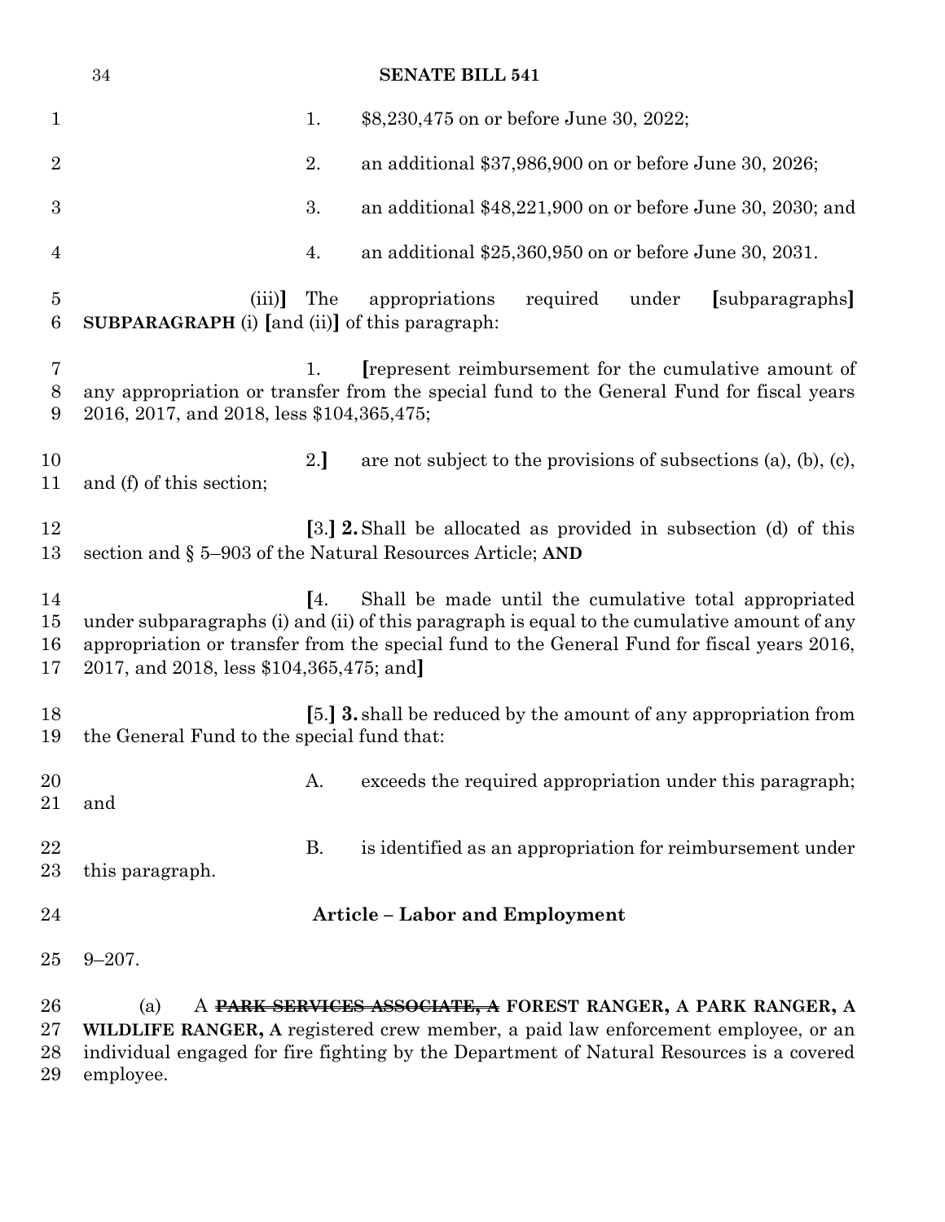1. $8,230,475 on or before June 30, 2022;

2. an additional $37,986,900 on or before June 30, 2026;

3. an additional $48,221,900 on or before June 30, 2030; and

4. an additional $25,360,950 on or before June 30, 2031.

(iii)] The appropriations required under [subparagraphs] **SUBPARAGRAPH** (i) [and (ii)] of this paragraph:

1. [represent reimbursement for the cumulative amount of any appropriation or transfer from the special fund to the General Fund for fiscal years 2016, 2017, and 2018, less $104,365,475;

2.] are not subject to the provisions of subsections (a), (b), (c), and (f) of this section;

[3.] **2.** Shall be allocated as provided in subsection (d) of this section and § 5–903 of the Natural Resources Article; **AND**

[4. Shall be made until the cumulative total appropriated under subparagraphs (i) and (ii) of this paragraph is equal to the cumulative amount of any appropriation or transfer from the special fund to the General Fund for fiscal years 2016, 2017, and 2018, less $104,365,475; and]

[5.] **3.** shall be reduced by the amount of any appropriation from the General Fund to the special fund that:

A. exceeds the required appropriation under this paragraph; and

B. is identified as an appropriation for reimbursement under this paragraph.

**Article – Labor and Employment**

9–207.

(a) A ~~**PARK SERVICES ASSOCIATE, A**~~ **FOREST RANGER, A PARK RANGER, A WILDLIFE RANGER, A** registered crew member, a paid law enforcement employee, or an individual engaged for fire fighting by the Department of Natural Resources is a covered employee.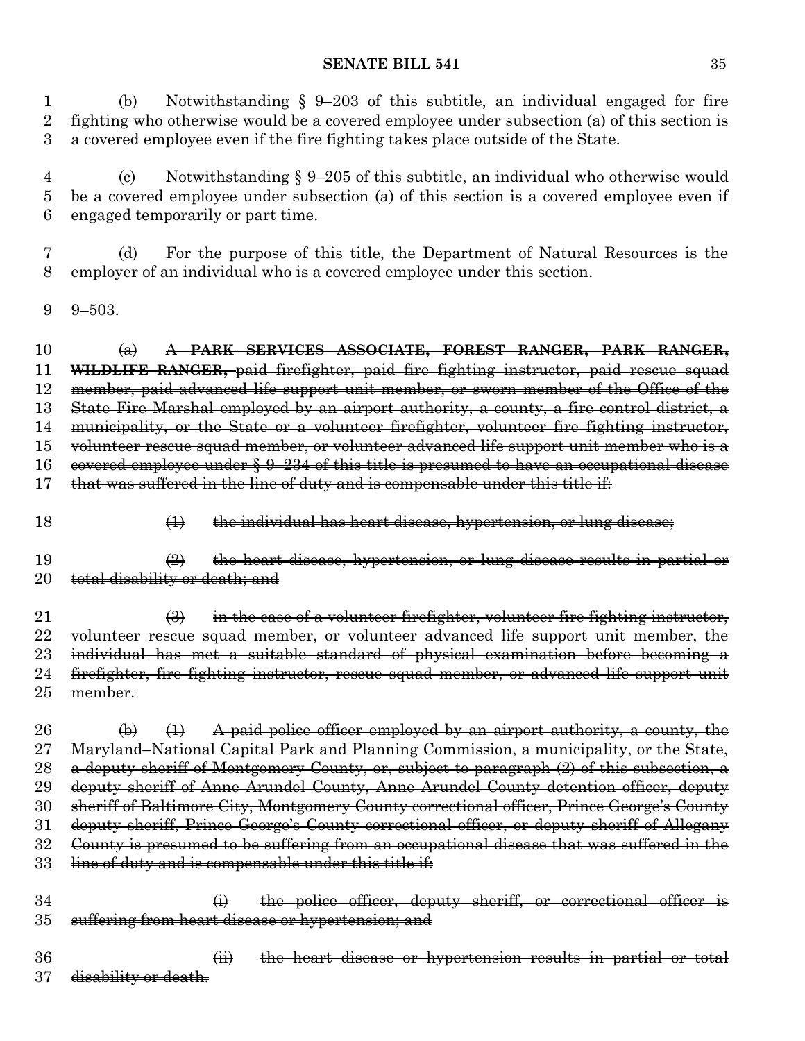(b) Notwithstanding § 9–203 of this subtitle, an individual engaged for fire fighting who otherwise would be a covered employee under subsection (a) of this section is a covered employee even if the fire fighting takes place outside of the State.

(c) Notwithstanding § 9–205 of this subtitle, an individual who otherwise would be a covered employee under subsection (a) of this section is a covered employee even if engaged temporarily or part time.

(d) For the purpose of this title, the Department of Natural Resources is the employer of an individual who is a covered employee under this section.

9–503.

~~(a) **A PARK SERVICES ASSOCIATE, FOREST RANGER, PARK RANGER, WILDLIFE RANGER,** paid firefighter, paid fire fighting instructor, paid rescue squad member, paid advanced life support unit member, or sworn member of the Office of the State Fire Marshal employed by an airport authority, a county, a fire control district, a municipality, or the State or a volunteer firefighter, volunteer fire fighting instructor, volunteer rescue squad member, or volunteer advanced life support unit member who is a covered employee under § 9–234 of this title is presumed to have an occupational disease that was suffered in the line of duty and is compensable under this title if:~~

~~(1) the individual has heart disease, hypertension, or lung disease;~~

~~(2) the heart disease, hypertension, or lung disease results in partial or total disability or death; and~~

~~(3) in the case of a volunteer firefighter, volunteer fire fighting instructor, volunteer rescue squad member, or volunteer advanced life support unit member, the individual has met a suitable standard of physical examination before becoming a firefighter, fire fighting instructor, rescue squad member, or advanced life support unit member.~~

~~(b) (1) A paid police officer employed by an airport authority, a county, the Maryland–National Capital Park and Planning Commission, a municipality, or the State, a deputy sheriff of Montgomery County, or, subject to paragraph (2) of this subsection, a deputy sheriff of Anne Arundel County, Anne Arundel County detention officer, deputy sheriff of Baltimore City, Montgomery County correctional officer, Prince George's County deputy sheriff, Prince George's County correctional officer, or deputy sheriff of Allegany County is presumed to be suffering from an occupational disease that was suffered in the line of duty and is compensable under this title if:~~

~~(i) the police officer, deputy sheriff, or correctional officer is suffering from heart disease or hypertension; and~~

~~(ii) the heart disease or hypertension results in partial or total disability or death.~~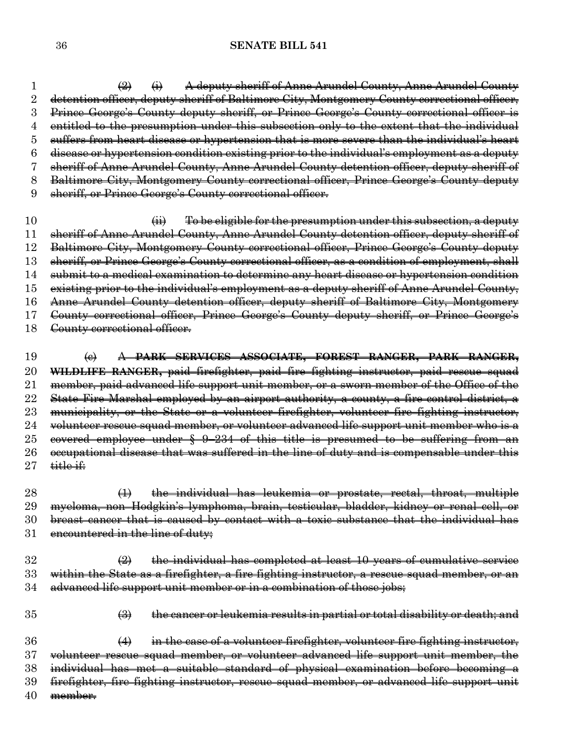(2) (i) A deputy sheriff of Anne Arundel County, Anne Arundel County detention officer, deputy sheriff of Baltimore City, Montgomery County correctional officer, Prince George's County deputy sheriff, or Prince George's County correctional officer is entitled to the presumption under this subsection only to the extent that the individual suffers from heart disease or hypertension that is more severe than the individual's heart disease or hypertension condition existing prior to the individual's employment as a deputy sheriff of Anne Arundel County, Anne Arundel County detention officer, deputy sheriff of Baltimore City, Montgomery County correctional officer, Prince George's County deputy sheriff, or Prince George's County correctional officer.

(ii) To be eligible for the presumption under this subsection, a deputy sheriff of Anne Arundel County, Anne Arundel County detention officer, deputy sheriff of Baltimore City, Montgomery County correctional officer, Prince George's County deputy sheriff, or Prince George's County correctional officer, as a condition of employment, shall submit to a medical examination to determine any heart disease or hypertension condition existing prior to the individual's employment as a deputy sheriff of Anne Arundel County, Anne Arundel County detention officer, deputy sheriff of Baltimore City, Montgomery County correctional officer, Prince George's County deputy sheriff, or Prince George's County correctional officer.

(c) A **PARK SERVICES ASSOCIATE, FOREST RANGER, PARK RANGER, WILDLIFE RANGER,** paid firefighter, paid fire fighting instructor, paid rescue squad member, paid advanced life support unit member, or a sworn member of the Office of the State Fire Marshal employed by an airport authority, a county, a fire control district, a municipality, or the State or a volunteer firefighter, volunteer fire fighting instructor, volunteer rescue squad member, or volunteer advanced life support unit member who is a covered employee under § 9–234 of this title is presumed to be suffering from an occupational disease that was suffered in the line of duty and is compensable under this title if:

(1) the individual has leukemia or prostate, rectal, throat, multiple myeloma, non-Hodgkin's lymphoma, brain, testicular, bladder, kidney or renal cell, or breast cancer that is caused by contact with a toxic substance that the individual has encountered in the line of duty;

(2) the individual has completed at least 10 years of cumulative service within the State as a firefighter, a fire fighting instructor, a rescue squad member, or an advanced life support unit member or in a combination of those jobs;

(3) the cancer or leukemia results in partial or total disability or death; and

(4) in the case of a volunteer firefighter, volunteer fire fighting instructor, volunteer rescue squad member, or volunteer advanced life support unit member, the individual has met a suitable standard of physical examination before becoming a firefighter, fire fighting instructor, rescue squad member, or advanced life support unit member.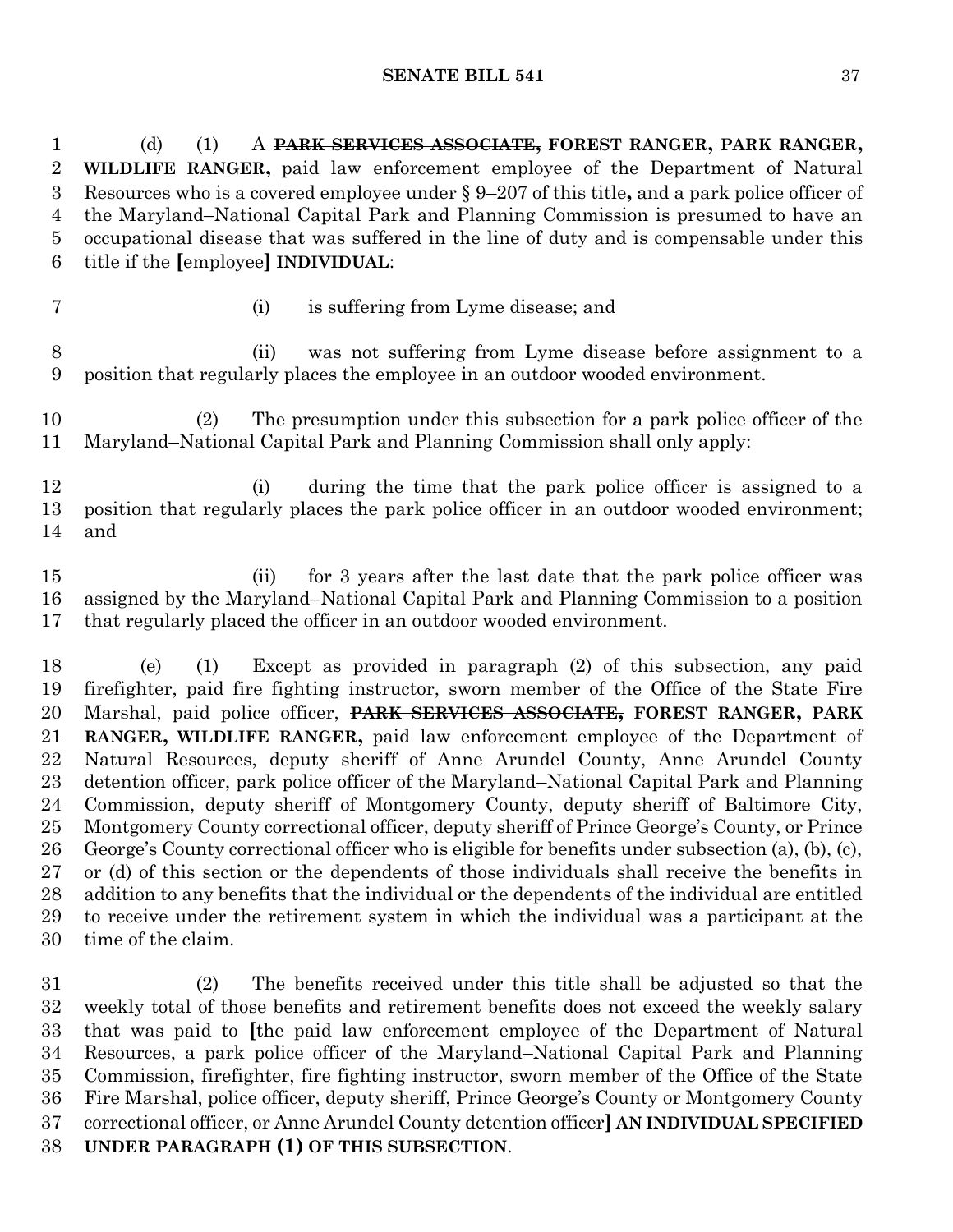(d) (1) A ~~PARK SERVICES ASSOCIATE,~~ **FOREST RANGER, PARK RANGER, WILDLIFE RANGER,** paid law enforcement employee of the Department of Natural Resources who is a covered employee under § 9–207 of this title**,** and a park police officer of the Maryland–National Capital Park and Planning Commission is presumed to have an occupational disease that was suffered in the line of duty and is compensable under this title if the **[**employee**]** **INDIVIDUAL**:

(i) is suffering from Lyme disease; and

(ii) was not suffering from Lyme disease before assignment to a position that regularly places the employee in an outdoor wooded environment.

(2) The presumption under this subsection for a park police officer of the Maryland–National Capital Park and Planning Commission shall only apply:

(i) during the time that the park police officer is assigned to a position that regularly places the park police officer in an outdoor wooded environment; and

(ii) for 3 years after the last date that the park police officer was assigned by the Maryland–National Capital Park and Planning Commission to a position that regularly placed the officer in an outdoor wooded environment.

(e) (1) Except as provided in paragraph (2) of this subsection, any paid firefighter, paid fire fighting instructor, sworn member of the Office of the State Fire Marshal, paid police officer, ~~PARK SERVICES ASSOCIATE,~~ **FOREST RANGER, PARK RANGER, WILDLIFE RANGER,** paid law enforcement employee of the Department of Natural Resources, deputy sheriff of Anne Arundel County, Anne Arundel County detention officer, park police officer of the Maryland–National Capital Park and Planning Commission, deputy sheriff of Montgomery County, deputy sheriff of Baltimore City, Montgomery County correctional officer, deputy sheriff of Prince George's County, or Prince George's County correctional officer who is eligible for benefits under subsection (a), (b), (c), or (d) of this section or the dependents of those individuals shall receive the benefits in addition to any benefits that the individual or the dependents of the individual are entitled to receive under the retirement system in which the individual was a participant at the time of the claim.

(2) The benefits received under this title shall be adjusted so that the weekly total of those benefits and retirement benefits does not exceed the weekly salary that was paid to **[**the paid law enforcement employee of the Department of Natural Resources, a park police officer of the Maryland–National Capital Park and Planning Commission, firefighter, fire fighting instructor, sworn member of the Office of the State Fire Marshal, police officer, deputy sheriff, Prince George's County or Montgomery County correctional officer, or Anne Arundel County detention officer**]** **AN INDIVIDUAL SPECIFIED UNDER PARAGRAPH (1) OF THIS SUBSECTION**.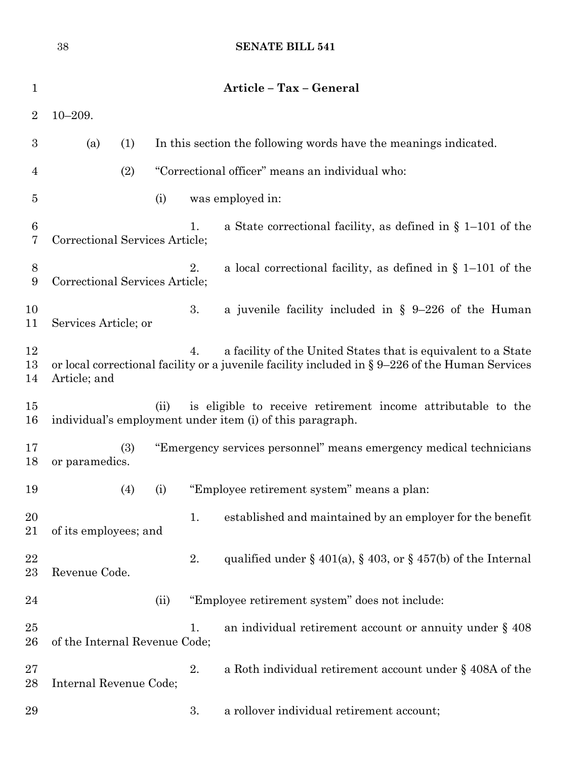**Article – Tax – General**

10–209.

(a) (1) In this section the following words have the meanings indicated.

(2) "Correctional officer" means an individual who:

(i) was employed in:

1. a State correctional facility, as defined in § 1–101 of the Correctional Services Article;

2. a local correctional facility, as defined in § 1–101 of the Correctional Services Article;

3. a juvenile facility included in § 9–226 of the Human Services Article; or

4. a facility of the United States that is equivalent to a State or local correctional facility or a juvenile facility included in § 9–226 of the Human Services Article; and

(ii) is eligible to receive retirement income attributable to the individual's employment under item (i) of this paragraph.

(3) "Emergency services personnel" means emergency medical technicians or paramedics.

(4) (i) "Employee retirement system" means a plan:

1. established and maintained by an employer for the benefit of its employees; and

2. qualified under § 401(a), § 403, or § 457(b) of the Internal Revenue Code.

(ii) "Employee retirement system" does not include:

1. an individual retirement account or annuity under § 408 of the Internal Revenue Code;

2. a Roth individual retirement account under § 408A of the Internal Revenue Code;

3. a rollover individual retirement account;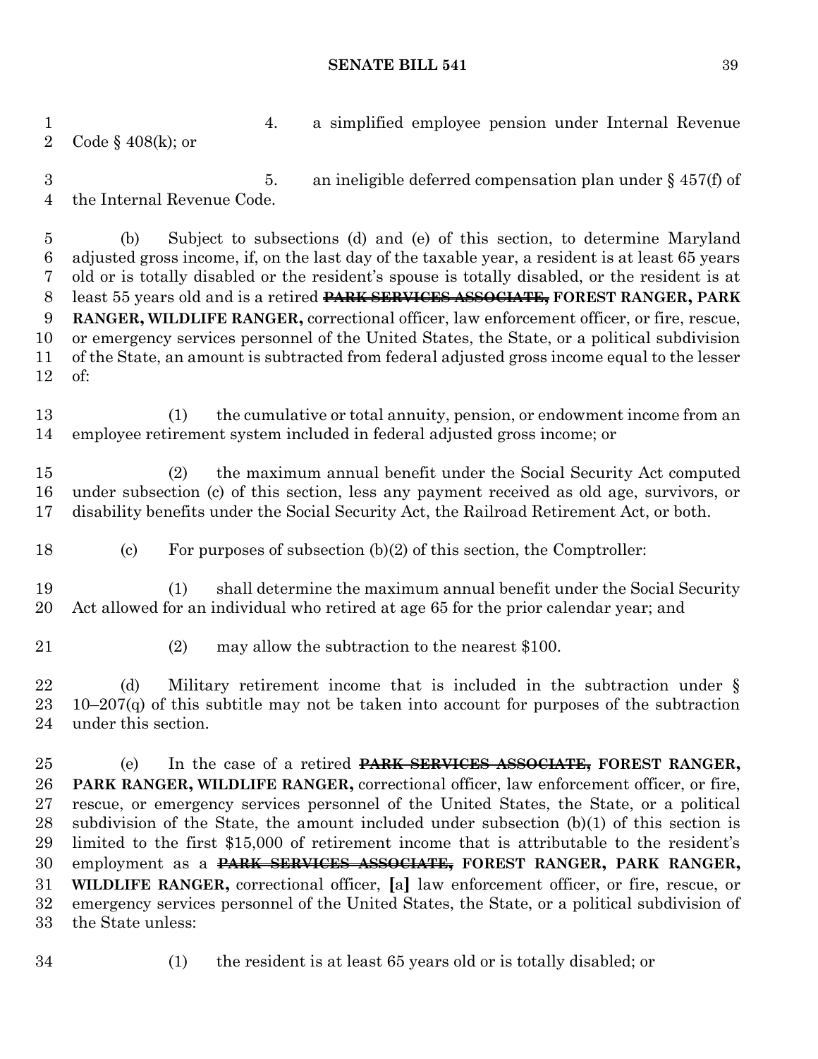4. a simplified employee pension under Internal Revenue Code § 408(k); or

5. an ineligible deferred compensation plan under § 457(f) of the Internal Revenue Code.

(b) Subject to subsections (d) and (e) of this section, to determine Maryland adjusted gross income, if, on the last day of the taxable year, a resident is at least 65 years old or is totally disabled or the resident's spouse is totally disabled, or the resident is at least 55 years old and is a retired ~~**PARK SERVICES ASSOCIATE,**~~ **FOREST RANGER, PARK RANGER, WILDLIFE RANGER,** correctional officer, law enforcement officer, or fire, rescue, or emergency services personnel of the United States, the State, or a political subdivision of the State, an amount is subtracted from federal adjusted gross income equal to the lesser of:

(1) the cumulative or total annuity, pension, or endowment income from an employee retirement system included in federal adjusted gross income; or

(2) the maximum annual benefit under the Social Security Act computed under subsection (c) of this section, less any payment received as old age, survivors, or disability benefits under the Social Security Act, the Railroad Retirement Act, or both.

(c) For purposes of subsection (b)(2) of this section, the Comptroller:

(1) shall determine the maximum annual benefit under the Social Security Act allowed for an individual who retired at age 65 for the prior calendar year; and

(2) may allow the subtraction to the nearest $100.

(d) Military retirement income that is included in the subtraction under § 10–207(q) of this subtitle may not be taken into account for purposes of the subtraction under this section.

(e) In the case of a retired ~~**PARK SERVICES ASSOCIATE,**~~ **FOREST RANGER, PARK RANGER, WILDLIFE RANGER,** correctional officer, law enforcement officer, or fire, rescue, or emergency services personnel of the United States, the State, or a political subdivision of the State, the amount included under subsection (b)(1) of this section is limited to the first $15,000 of retirement income that is attributable to the resident's employment as a ~~**PARK SERVICES ASSOCIATE,**~~ **FOREST RANGER, PARK RANGER, WILDLIFE RANGER,** correctional officer, **[**a**]** law enforcement officer, or fire, rescue, or emergency services personnel of the United States, the State, or a political subdivision of the State unless:

(1) the resident is at least 65 years old or is totally disabled; or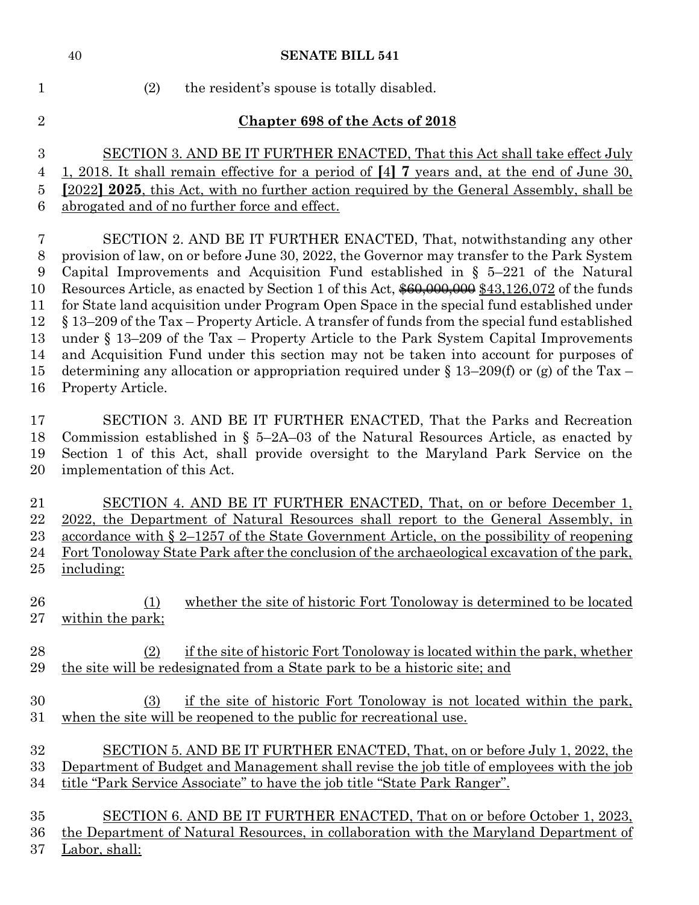(2) the resident's spouse is totally disabled.

**Chapter 698 of the Acts of 2018**

SECTION 3. AND BE IT FURTHER ENACTED, That this Act shall take effect July 1, 2018. It shall remain effective for a period of **[**4**]** **7** years and, at the end of June 30, **[**2022**]** **2025**, this Act, with no further action required by the General Assembly, shall be abrogated and of no further force and effect.

SECTION 2. AND BE IT FURTHER ENACTED, That, notwithstanding any other provision of law, on or before June 30, 2022, the Governor may transfer to the Park System Capital Improvements and Acquisition Fund established in § 5–221 of the Natural Resources Article, as enacted by Section 1 of this Act, ~~$60,000,000~~ $43,126,072 of the funds for State land acquisition under Program Open Space in the special fund established under § 13–209 of the Tax – Property Article. A transfer of funds from the special fund established under § 13–209 of the Tax – Property Article to the Park System Capital Improvements and Acquisition Fund under this section may not be taken into account for purposes of determining any allocation or appropriation required under § 13–209(f) or (g) of the Tax – Property Article.

SECTION 3. AND BE IT FURTHER ENACTED, That the Parks and Recreation Commission established in § 5–2A–03 of the Natural Resources Article, as enacted by Section 1 of this Act, shall provide oversight to the Maryland Park Service on the implementation of this Act.

SECTION 4. AND BE IT FURTHER ENACTED, That, on or before December 1, 2022, the Department of Natural Resources shall report to the General Assembly, in accordance with § 2–1257 of the State Government Article, on the possibility of reopening Fort Tonoloway State Park after the conclusion of the archaeological excavation of the park, including:

(1) whether the site of historic Fort Tonoloway is determined to be located within the park;

(2) if the site of historic Fort Tonoloway is located within the park, whether the site will be redesignated from a State park to be a historic site; and

(3) if the site of historic Fort Tonoloway is not located within the park, when the site will be reopened to the public for recreational use.

SECTION 5. AND BE IT FURTHER ENACTED, That, on or before July 1, 2022, the Department of Budget and Management shall revise the job title of employees with the job title "Park Service Associate" to have the job title "State Park Ranger".

SECTION 6. AND BE IT FURTHER ENACTED, That on or before October 1, 2023, the Department of Natural Resources, in collaboration with the Maryland Department of Labor, shall: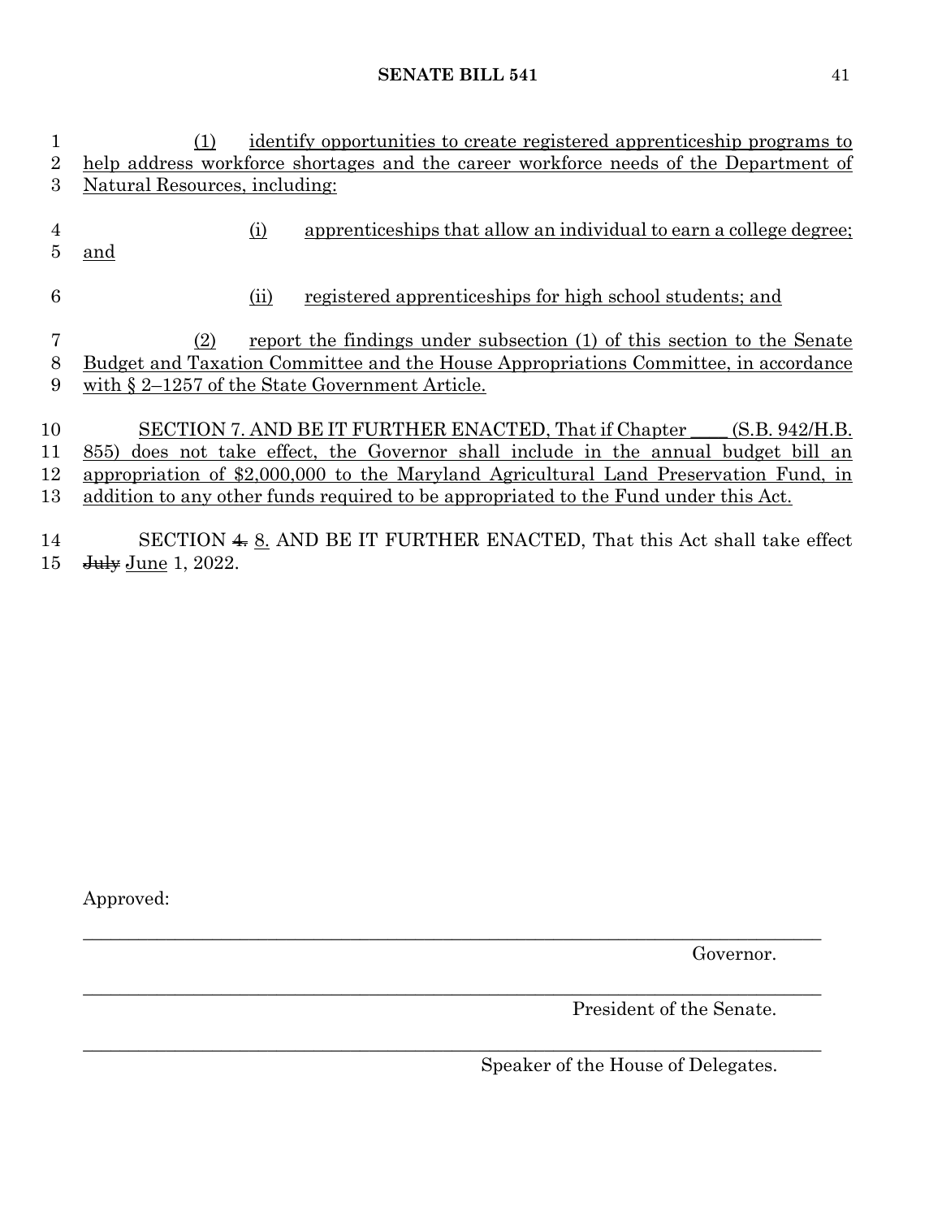(1) identify opportunities to create registered apprenticeship programs to help address workforce shortages and the career workforce needs of the Department of Natural Resources, including:

(i) apprenticeships that allow an individual to earn a college degree; and

(ii) registered apprenticeships for high school students; and

(2) report the findings under subsection (1) of this section to the Senate Budget and Taxation Committee and the House Appropriations Committee, in accordance with § 2–1257 of the State Government Article.

SECTION 7. AND BE IT FURTHER ENACTED, That if Chapter ____ (S.B. 942/H.B. 855) does not take effect, the Governor shall include in the annual budget bill an appropriation of $2,000,000 to the Maryland Agricultural Land Preservation Fund, in addition to any other funds required to be appropriated to the Fund under this Act.

SECTION ~~4.~~ 8. AND BE IT FURTHER ENACTED, That this Act shall take effect ~~July~~ June 1, 2022.

Approved:

________________________________________
Governor.

________________________________________
President of the Senate.

________________________________________
Speaker of the House of Delegates.